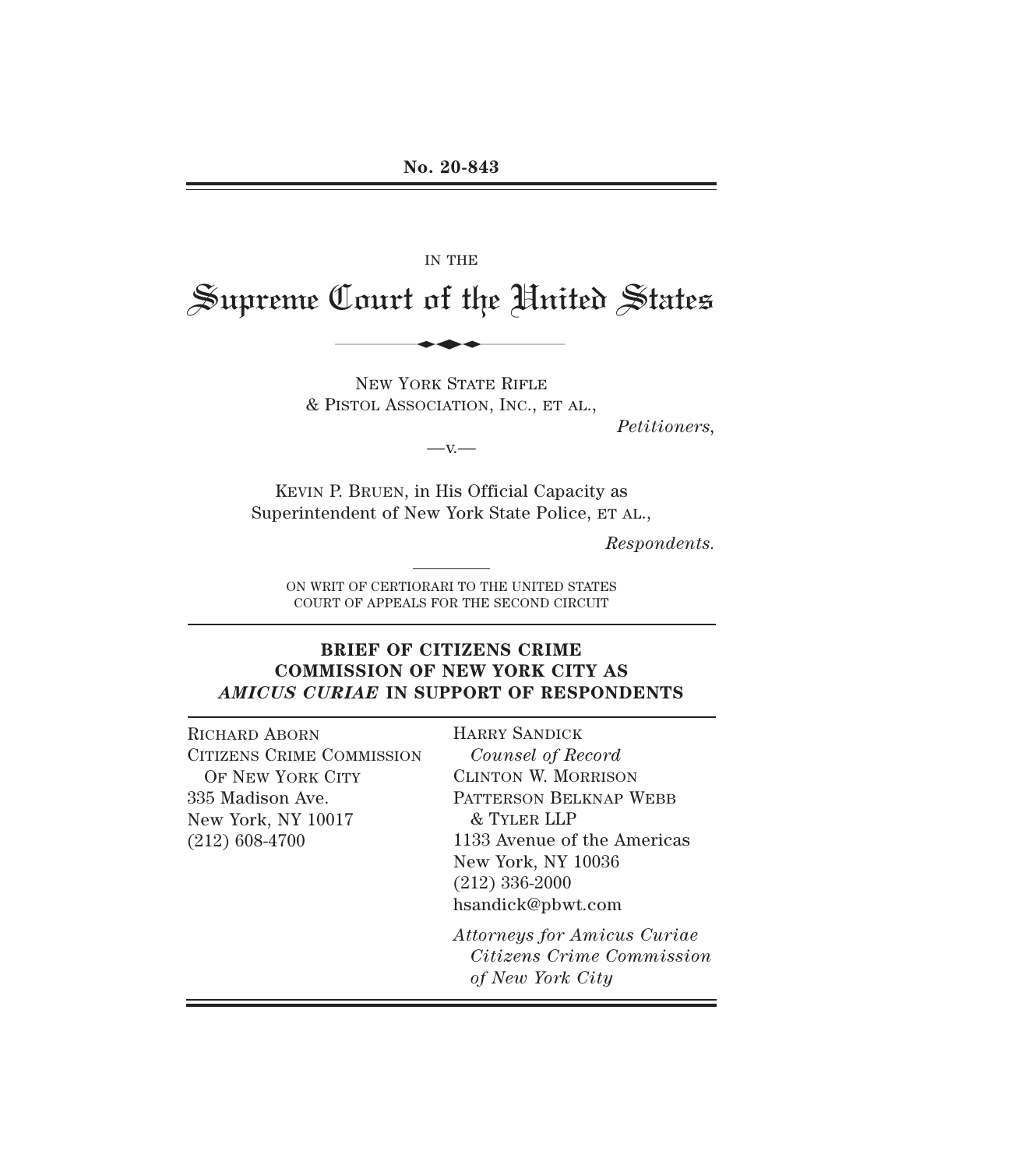No. 20-843

IN THE

# Supreme Court of the United States

NEW YORK STATE RIFLE
& PISTOL ASSOCIATION, INC., ET AL.,

*Petitioners*,

—v.—

KEVIN P. BRUEN, in His Official Capacity as
Superintendent of New York State Police, ET AL.,

*Respondents.*

ON WRIT OF CERTIORARI TO THE UNITED STATES
COURT OF APPEALS FOR THE SECOND CIRCUIT

## BRIEF OF CITIZENS CRIME COMMISSION OF NEW YORK CITY AS *AMICUS CURIAE* IN SUPPORT OF RESPONDENTS

RICHARD ABORN
CITIZENS CRIME COMMISSION
OF NEW YORK CITY
335 Madison Ave.
New York, NY 10017
(212) 608-4700

HARRY SANDICK
*Counsel of Record*
CLINTON W. MORRISON
PATTERSON BELKNAP WEBB
& TYLER LLP
1133 Avenue of the Americas
New York, NY 10036
(212) 336-2000
hsandick@pbwt.com

*Attorneys for Amicus Curiae
Citizens Crime Commission
of New York City*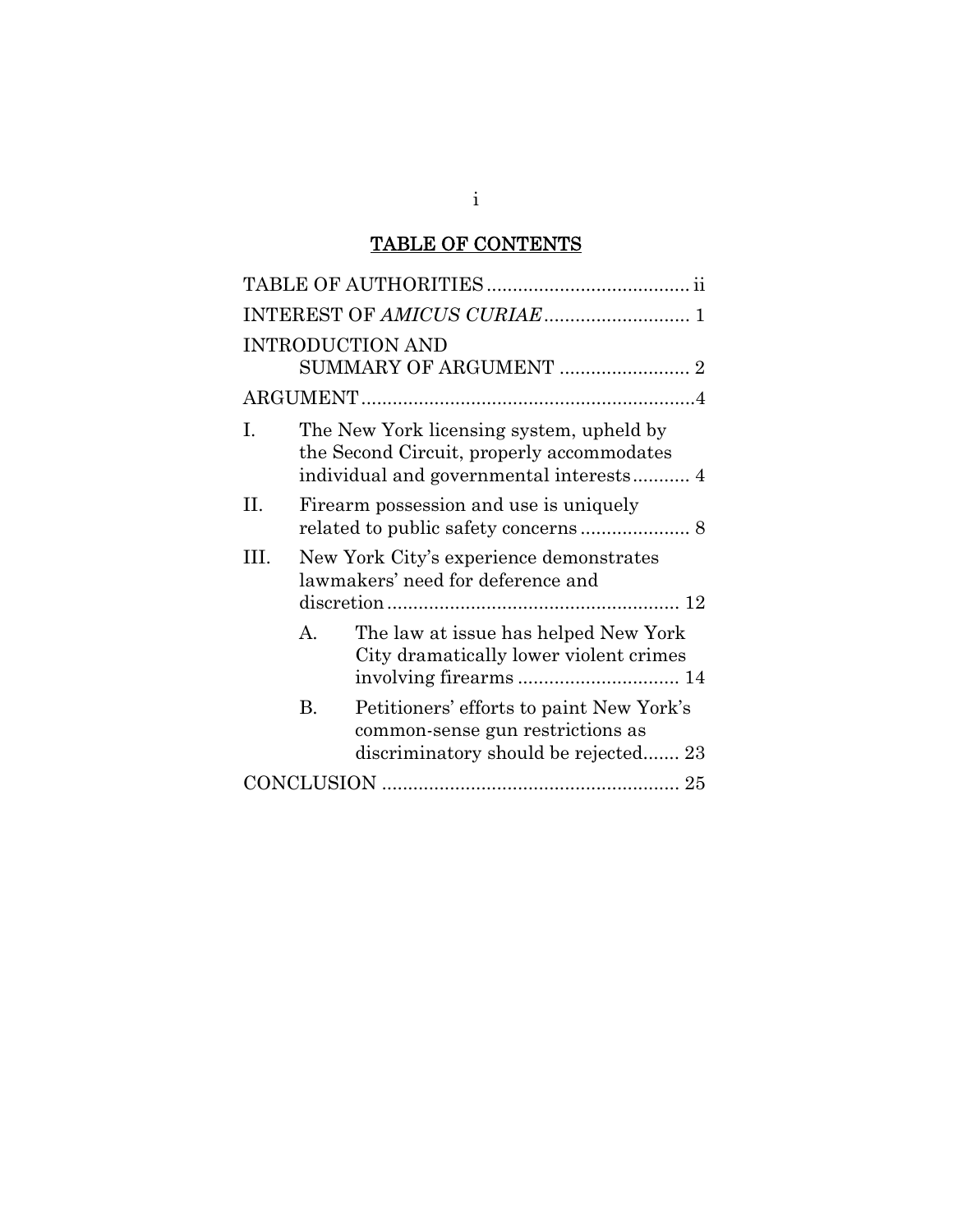# TABLE OF CONTENTS

TABLE OF AUTHORITIES ...................................... ii

INTEREST OF *AMICUS CURIAE* ........................... 1

INTRODUCTION AND SUMMARY OF ARGUMENT ......................... 2

ARGUMENT ................................................................4

I. The New York licensing system, upheld by the Second Circuit, properly accommodates individual and governmental interests ........... 4

II. Firearm possession and use is uniquely related to public safety concerns ..................... 8

III. New York City's experience demonstrates lawmakers' need for deference and discretion ........................................................ 12

  A. The law at issue has helped New York City dramatically lower violent crimes involving firearms ............................... 14

  B. Petitioners' efforts to paint New York's common-sense gun restrictions as discriminatory should be rejected....... 23

CONCLUSION ........................................................ 25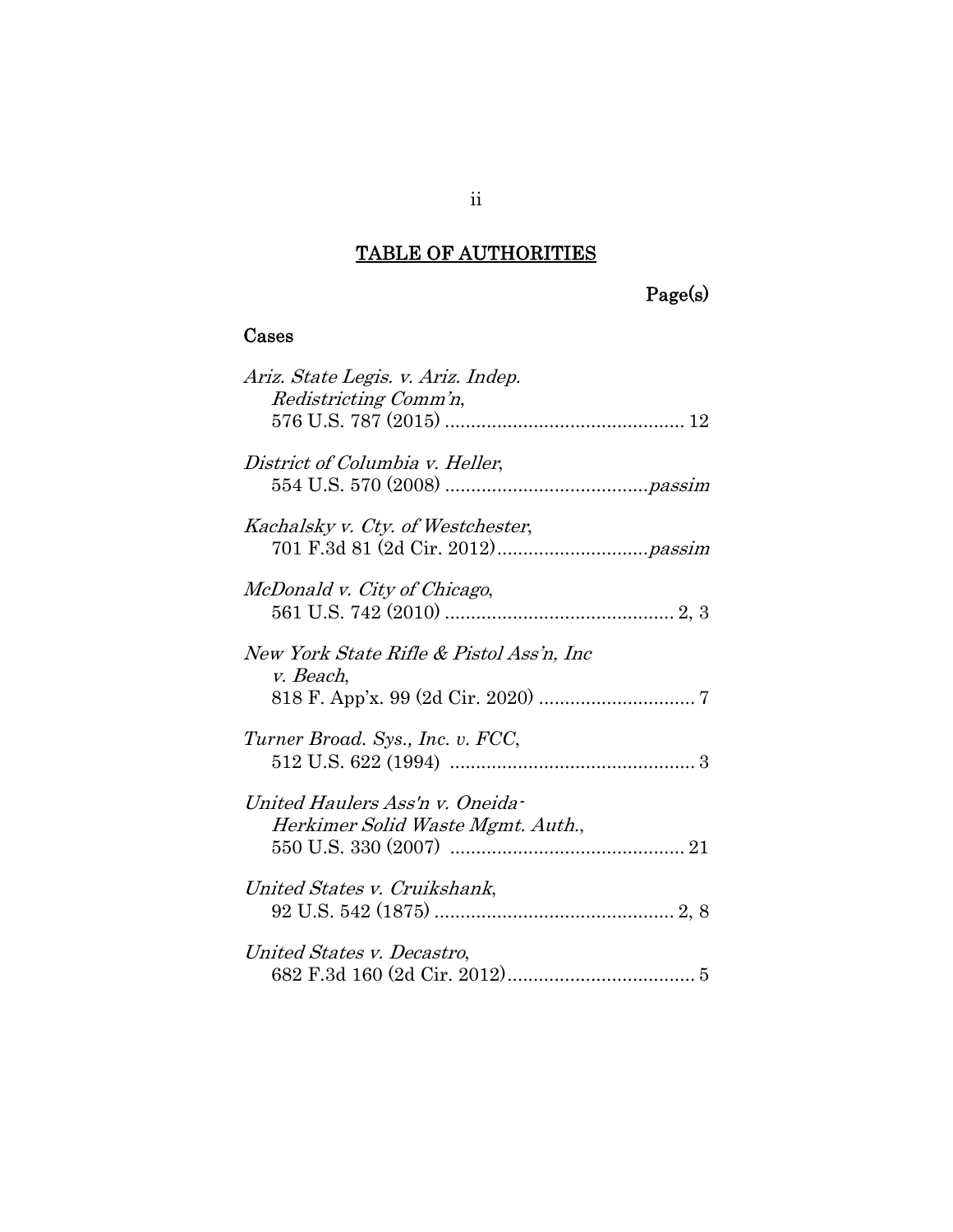## TABLE OF AUTHORITIES

Page(s)

### Cases

*Ariz. State Legis. v. Ariz. Indep. Redistricting Comm'n*, 576 U.S. 787 (2015) .............................................. 12

*District of Columbia v. Heller*, 554 U.S. 570 (2008) .......................................*passim*

*Kachalsky v. Cty. of Westchester*, 701 F.3d 81 (2d Cir. 2012).............................*passim*

*McDonald v. City of Chicago*, 561 U.S. 742 (2010) ............................................ 2, 3

*New York State Rifle & Pistol Ass'n, Inc v. Beach*, 818 F. App'x. 99 (2d Cir. 2020) .............................. 7

*Turner Broad. Sys., Inc. v. FCC*, 512 U.S. 622 (1994) ............................................... 3

*United Haulers Ass'n v. Oneida-Herkimer Solid Waste Mgmt. Auth.*, 550 U.S. 330 (2007) ............................................. 21

*United States v. Cruikshank*, 92 U.S. 542 (1875) .............................................. 2, 8

*United States v. Decastro*, 682 F.3d 160 (2d Cir. 2012).................................... 5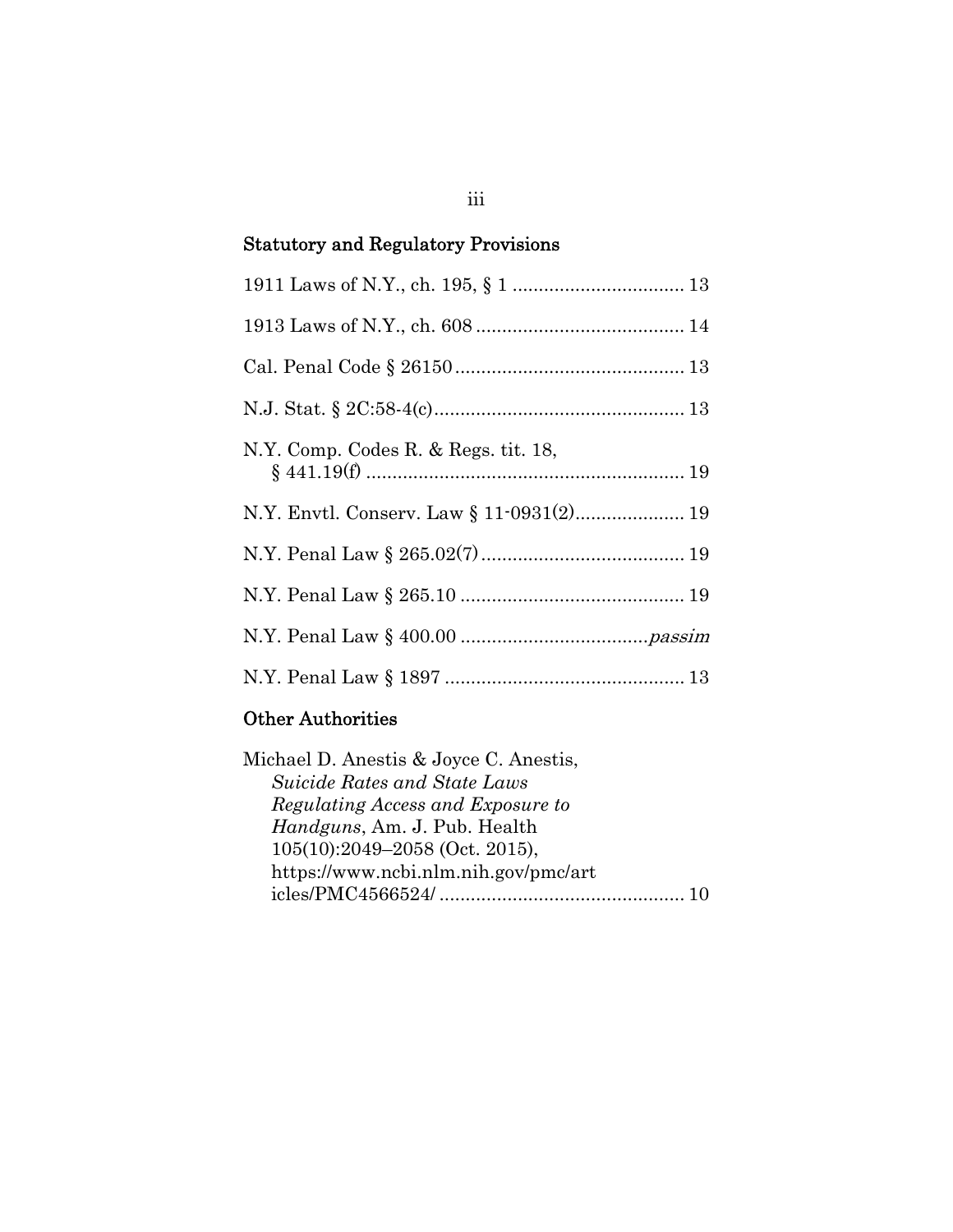## Statutory and Regulatory Provisions

1911 Laws of N.Y., ch. 195, § 1 ................................ 13

1913 Laws of N.Y., ch. 608 ....................................... 14

Cal. Penal Code § 26150 ........................................... 13

N.J. Stat. § 2C:58-4(c) ............................................... 13

N.Y. Comp. Codes R. & Regs. tit. 18, § 441.19(f) ........................................................... 19

N.Y. Envtl. Conserv. Law § 11-0931(2) .................... 19

N.Y. Penal Law § 265.02(7) ...................................... 19

N.Y. Penal Law § 265.10 .......................................... 19

N.Y. Penal Law § 400.00 ................................... *passim*

N.Y. Penal Law § 1897 ............................................. 13

## Other Authorities

Michael D. Anestis & Joyce C. Anestis, *Suicide Rates and State Laws Regulating Access and Exposure to Handguns*, Am. J. Pub. Health 105(10):2049–2058 (Oct. 2015), https://www.ncbi.nlm.nih.gov/pmc/articles/PMC4566524/ ............................................. 10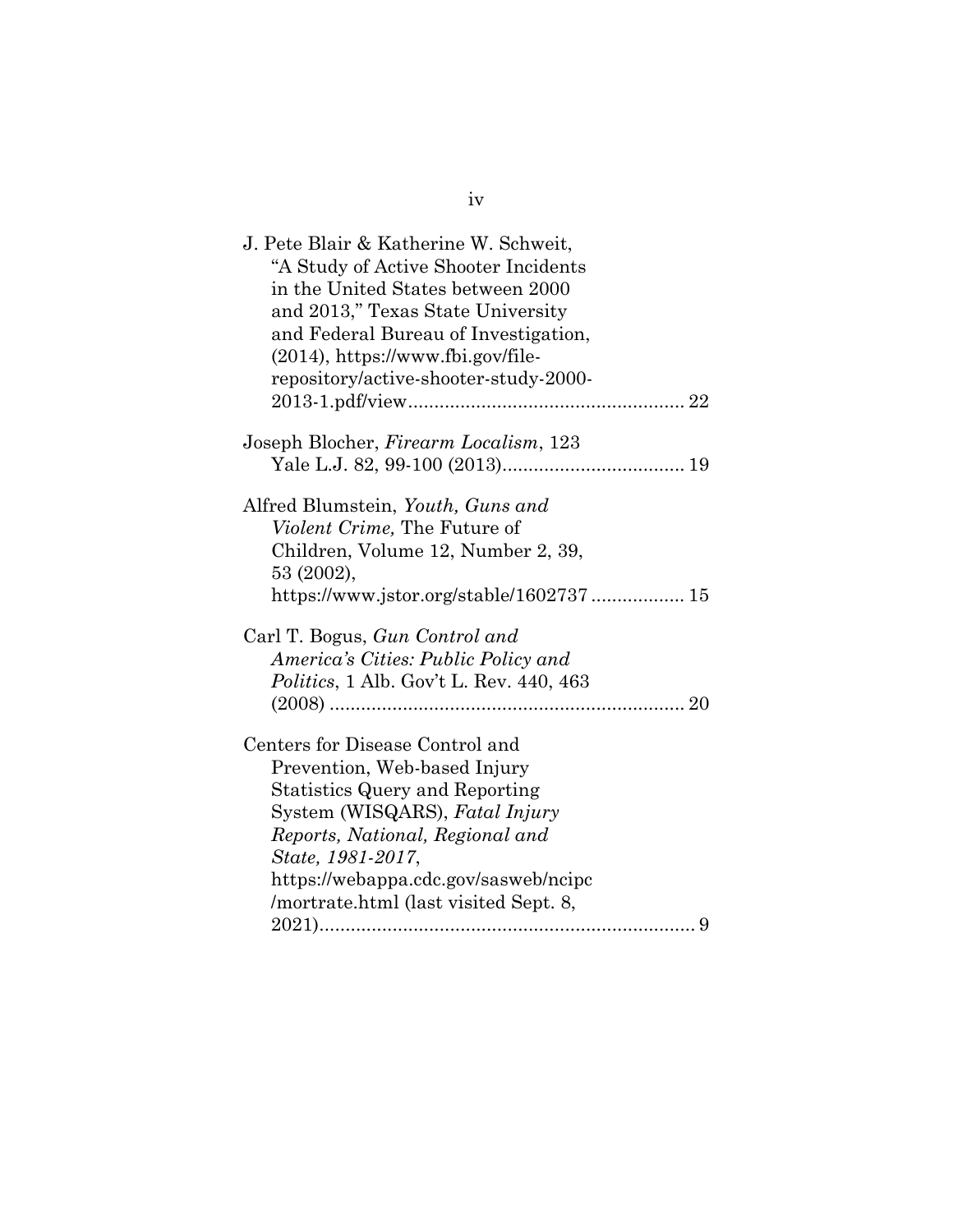J. Pete Blair & Katherine W. Schweit, "A Study of Active Shooter Incidents in the United States between 2000 and 2013," Texas State University and Federal Bureau of Investigation, (2014), https://www.fbi.gov/file-repository/active-shooter-study-2000-2013-1.pdf/view ..................................................... 22

Joseph Blocher, *Firearm Localism*, 123 Yale L.J. 82, 99-100 (2013).................................. 19

Alfred Blumstein, *Youth, Guns and Violent Crime,* The Future of Children, Volume 12, Number 2, 39, 53 (2002), https://www.jstor.org/stable/1602737 .................. 15

Carl T. Bogus, *Gun Control and America's Cities: Public Policy and Politics*, 1 Alb. Gov't L. Rev. 440, 463 (2008) ..................................................................... 20

Centers for Disease Control and Prevention, Web-based Injury Statistics Query and Reporting System (WISQARS), *Fatal Injury Reports, National, Regional and State, 1981-2017*, https://webappa.cdc.gov/sasweb/ncipc/mortrate.html (last visited Sept. 8, 2021)........................................................................ 9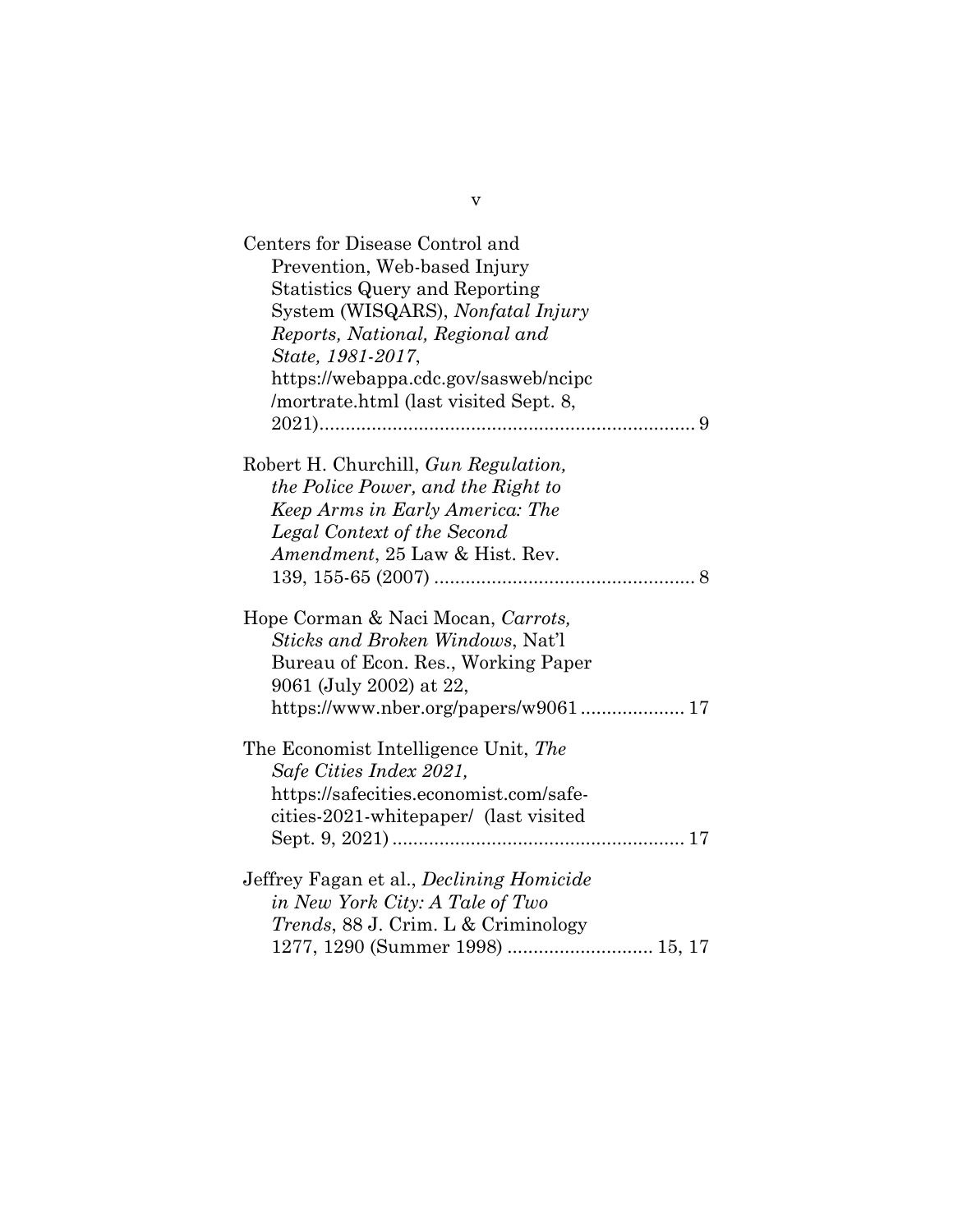Centers for Disease Control and Prevention, Web-based Injury Statistics Query and Reporting System (WISQARS), *Nonfatal Injury Reports, National, Regional and State, 1981-2017*, https://webappa.cdc.gov/sasweb/ncipc/mortrate.html (last visited Sept. 8, 2021)........................................................................ 9

Robert H. Churchill, *Gun Regulation, the Police Power, and the Right to Keep Arms in Early America: The Legal Context of the Second Amendment*, 25 Law & Hist. Rev. 139, 155-65 (2007) .................................................. 8

Hope Corman & Naci Mocan, *Carrots, Sticks and Broken Windows*, Nat'l Bureau of Econ. Res., Working Paper 9061 (July 2002) at 22, https://www.nber.org/papers/w9061 .................... 17

The Economist Intelligence Unit, *The Safe Cities Index 2021,* https://safecities.economist.com/safe-cities-2021-whitepaper/ (last visited Sept. 9, 2021) ........................................................ 17

Jeffrey Fagan et al., *Declining Homicide in New York City: A Tale of Two Trends*, 88 J. Crim. L & Criminology 1277, 1290 (Summer 1998) ........................... 15, 17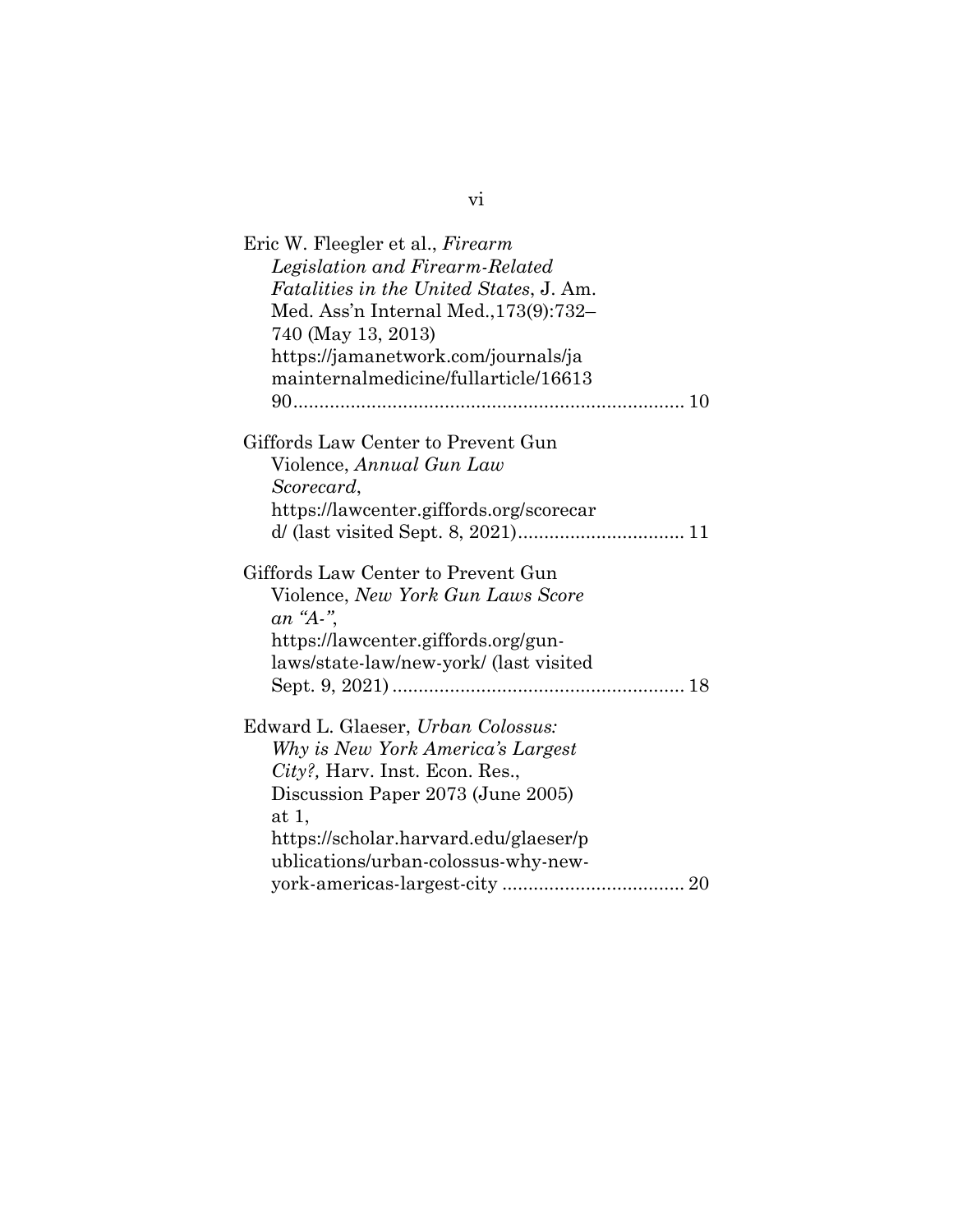Eric W. Fleegler et al., *Firearm Legislation and Firearm-Related Fatalities in the United States*, J. Am. Med. Ass'n Internal Med.,173(9):732–740 (May 13, 2013) https://jamanetwork.com/journals/jamainternalmedicine/fullarticle/1661390 .......................................................................... 10

Giffords Law Center to Prevent Gun Violence, *Annual Gun Law Scorecard*, https://lawcenter.giffords.org/scorecard/ (last visited Sept. 8, 2021)................................ 11

Giffords Law Center to Prevent Gun Violence, *New York Gun Laws Score an "A-"*, https://lawcenter.giffords.org/gun-laws/state-law/new-york/ (last visited Sept. 9, 2021) ........................................................ 18

Edward L. Glaeser, *Urban Colossus: Why is New York America's Largest City?,* Harv. Inst. Econ. Res., Discussion Paper 2073 (June 2005) at 1, https://scholar.harvard.edu/glaeser/publications/urban-colossus-why-new-york-americas-largest-city ................................... 20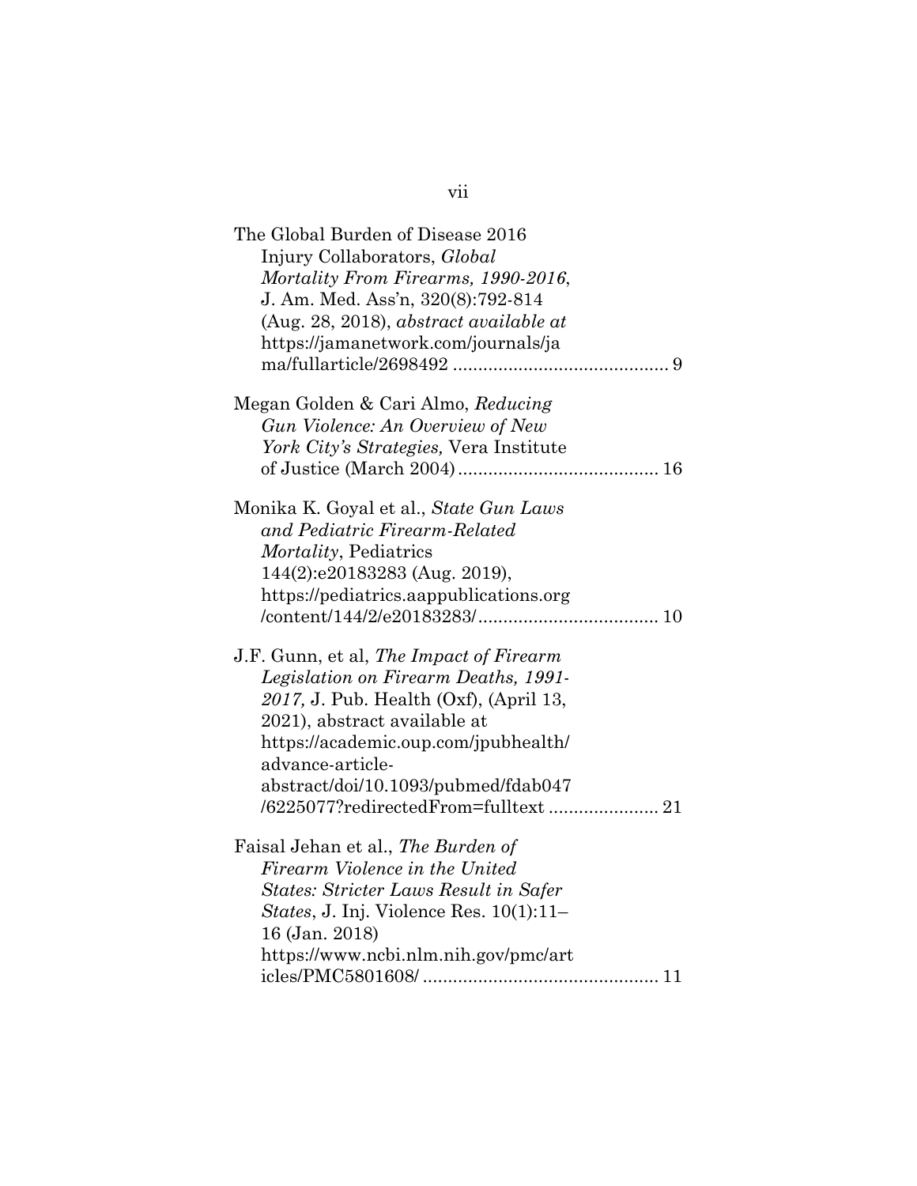The Global Burden of Disease 2016 Injury Collaborators, *Global Mortality From Firearms, 1990-2016*, J. Am. Med. Ass'n, 320(8):792-814 (Aug. 28, 2018), *abstract available at* https://jamanetwork.com/journals/jama/fullarticle/2698492 .......................................... 9

Megan Golden & Cari Almo, *Reducing Gun Violence: An Overview of New York City's Strategies*, Vera Institute of Justice (March 2004) ....................................... 16

Monika K. Goyal et al., *State Gun Laws and Pediatric Firearm-Related Mortality*, Pediatrics 144(2):e20183283 (Aug. 2019), https://pediatrics.aappublications.org/content/144/2/e20183283/ ................................... 10

J.F. Gunn, et al, *The Impact of Firearm Legislation on Firearm Deaths, 1991-2017,* J. Pub. Health (Oxf), (April 13, 2021), abstract available at https://academic.oup.com/jpubhealth/advance-article-abstract/doi/10.1093/pubmed/fdab047/6225077?redirectedFrom=fulltext ..................... 21

Faisal Jehan et al., *The Burden of Firearm Violence in the United States: Stricter Laws Result in Safer States*, J. Inj. Violence Res. 10(1):11–16 (Jan. 2018) https://www.ncbi.nlm.nih.gov/pmc/articles/PMC5801608/ .............................................. 11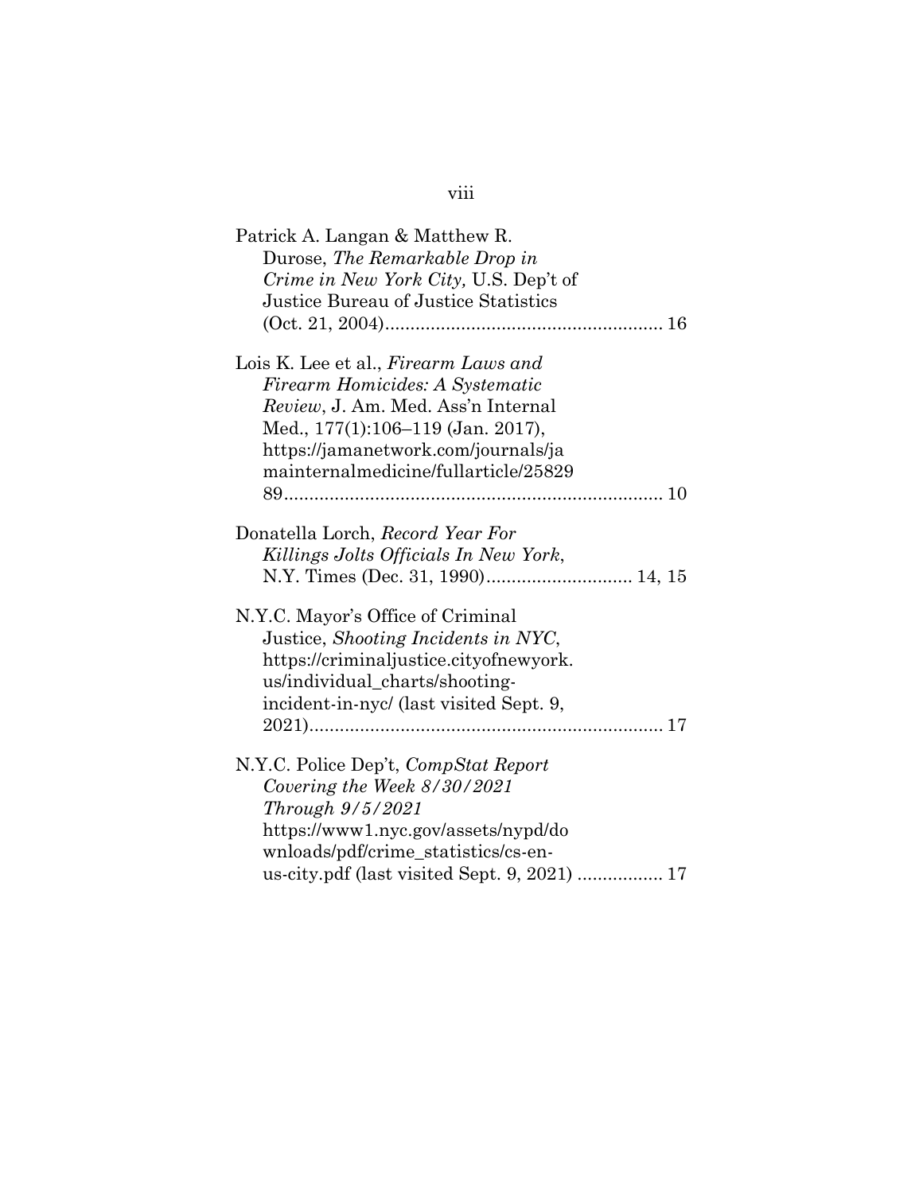Patrick A. Langan & Matthew R. Durose, *The Remarkable Drop in Crime in New York City,* U.S. Dep't of Justice Bureau of Justice Statistics (Oct. 21, 2004)....................................................... 16

Lois K. Lee et al., *Firearm Laws and Firearm Homicides: A Systematic Review*, J. Am. Med. Ass'n Internal Med., 177(1):106–119 (Jan. 2017), https://jamanetwork.com/journals/jamainternalmedicine/fullarticle/2582989........................................................................... 10

Donatella Lorch, *Record Year For Killings Jolts Officials In New York*, N.Y. Times (Dec. 31, 1990)............................ 14, 15

N.Y.C. Mayor's Office of Criminal Justice, *Shooting Incidents in NYC*, https://criminaljustice.cityofnewyork.us/individual_charts/shooting-incident-in-nyc/ (last visited Sept. 9, 2021)...................................................................... 17

N.Y.C. Police Dep't, *CompStat Report Covering the Week 8/30/2021 Through 9/5/2021* https://www1.nyc.gov/assets/nypd/downloads/pdf/crime_statistics/cs-en-us-city.pdf (last visited Sept. 9, 2021) ................. 17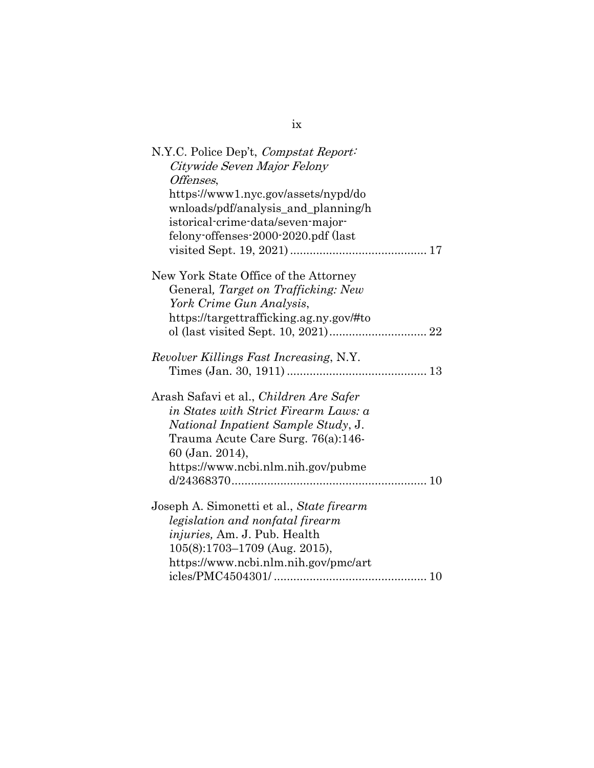N.Y.C. Police Dep't, *Compstat Report: Citywide Seven Major Felony Offenses*, https://www1.nyc.gov/assets/nypd/downloads/pdf/analysis_and_planning/historical-crime-data/seven-major-felony-offenses-2000-2020.pdf (last visited Sept. 19, 2021) .......................................... 17

New York State Office of the Attorney General*, Target on Trafficking: New York Crime Gun Analysis*, https://targettrafficking.ag.ny.gov/#tool (last visited Sept. 10, 2021).............................. 22

*Revolver Killings Fast Increasing*, N.Y. Times (Jan. 30, 1911) ........................................... 13

Arash Safavi et al., *Children Are Safer in States with Strict Firearm Laws: a National Inpatient Sample Study*, J. Trauma Acute Care Surg. 76(a):146-60 (Jan. 2014), https://www.ncbi.nlm.nih.gov/pubmed/24368370........................................................... 10

Joseph A. Simonetti et al., *State firearm legislation and nonfatal firearm injuries,* Am. J. Pub. Health 105(8):1703–1709 (Aug. 2015), https://www.ncbi.nlm.nih.gov/pmc/articles/PMC4504301/ ............................................... 10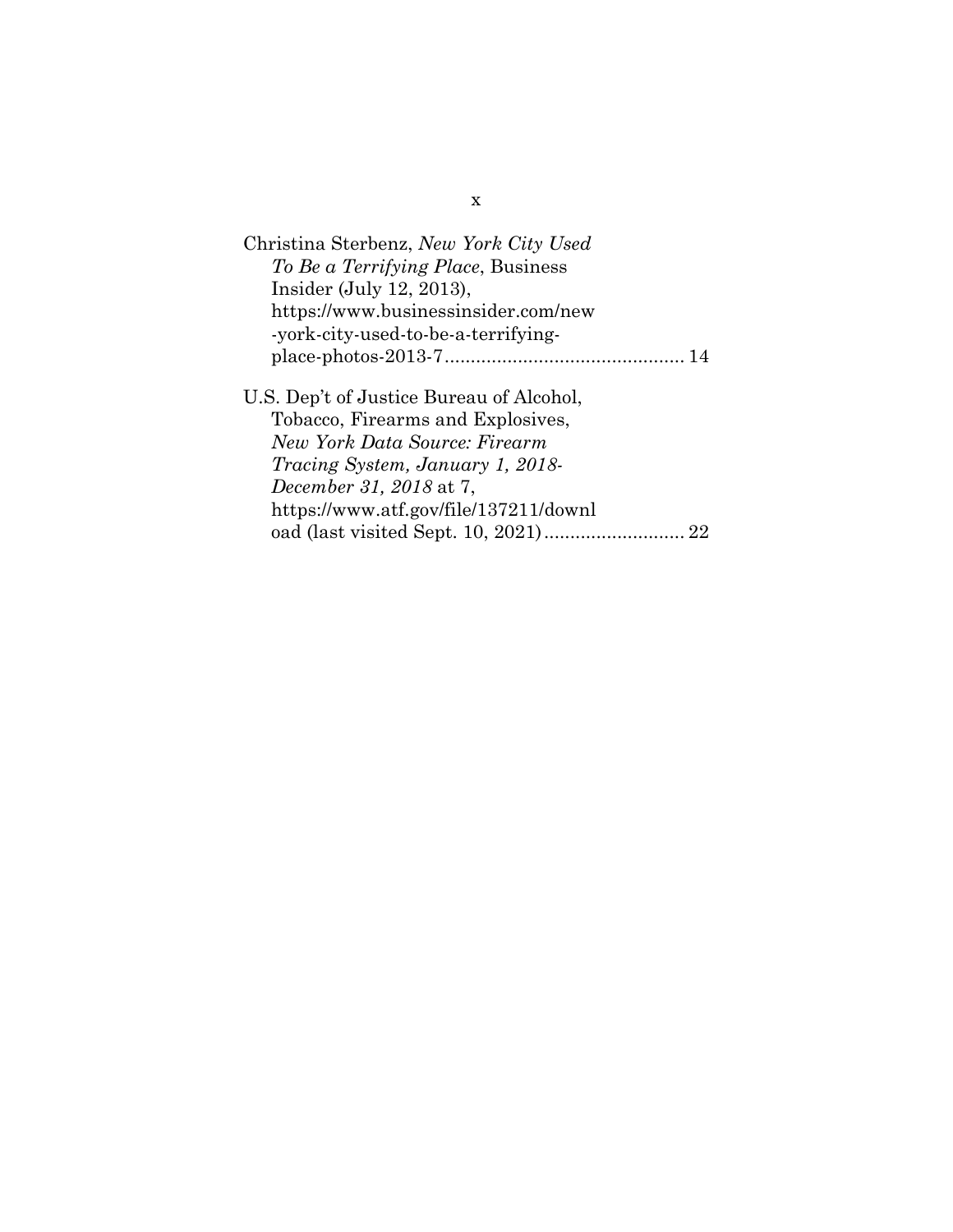Christina Sterbenz, *New York City Used To Be a Terrifying Place*, Business Insider (July 12, 2013), https://www.businessinsider.com/new-york-city-used-to-be-a-terrifying-place-photos-2013-7............................................. 14

U.S. Dep't of Justice Bureau of Alcohol, Tobacco, Firearms and Explosives, *New York Data Source: Firearm Tracing System, January 1, 2018-December 31, 2018* at 7, https://www.atf.gov/file/137211/download (last visited Sept. 10, 2021)........................... 22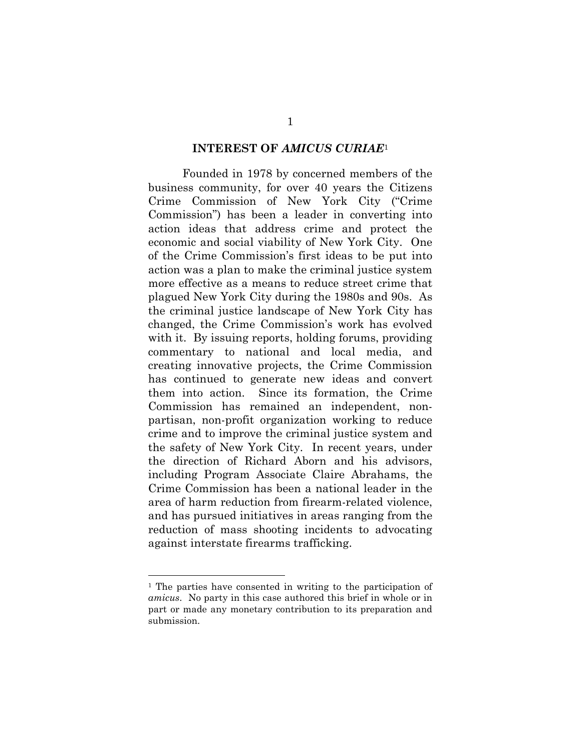## INTEREST OF *AMICUS CURIAE*[1]

Founded in 1978 by concerned members of the business community, for over 40 years the Citizens Crime Commission of New York City ("Crime Commission") has been a leader in converting into action ideas that address crime and protect the economic and social viability of New York City. One of the Crime Commission's first ideas to be put into action was a plan to make the criminal justice system more effective as a means to reduce street crime that plagued New York City during the 1980s and 90s. As the criminal justice landscape of New York City has changed, the Crime Commission's work has evolved with it. By issuing reports, holding forums, providing commentary to national and local media, and creating innovative projects, the Crime Commission has continued to generate new ideas and convert them into action. Since its formation, the Crime Commission has remained an independent, non-partisan, non-profit organization working to reduce crime and to improve the criminal justice system and the safety of New York City. In recent years, under the direction of Richard Aborn and his advisors, including Program Associate Claire Abrahams, the Crime Commission has been a national leader in the area of harm reduction from firearm-related violence, and has pursued initiatives in areas ranging from the reduction of mass shooting incidents to advocating against interstate firearms trafficking.

---

[1] The parties have consented in writing to the participation of *amicus*. No party in this case authored this brief in whole or in part or made any monetary contribution to its preparation and submission.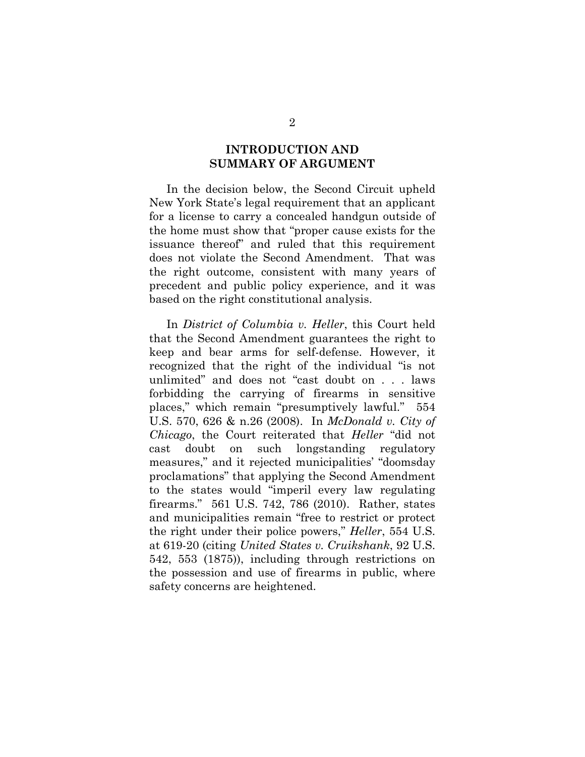## INTRODUCTION AND SUMMARY OF ARGUMENT

In the decision below, the Second Circuit upheld New York State's legal requirement that an applicant for a license to carry a concealed handgun outside of the home must show that "proper cause exists for the issuance thereof" and ruled that this requirement does not violate the Second Amendment. That was the right outcome, consistent with many years of precedent and public policy experience, and it was based on the right constitutional analysis.

In *District of Columbia v. Heller*, this Court held that the Second Amendment guarantees the right to keep and bear arms for self-defense. However, it recognized that the right of the individual "is not unlimited" and does not "cast doubt on . . . laws forbidding the carrying of firearms in sensitive places," which remain "presumptively lawful." 554 U.S. 570, 626 & n.26 (2008). In *McDonald v. City of Chicago*, the Court reiterated that *Heller* "did not cast doubt on such longstanding regulatory measures," and it rejected municipalities' "doomsday proclamations" that applying the Second Amendment to the states would "imperil every law regulating firearms." 561 U.S. 742, 786 (2010). Rather, states and municipalities remain "free to restrict or protect the right under their police powers," *Heller*, 554 U.S. at 619-20 (citing *United States v. Cruikshank*, 92 U.S. 542, 553 (1875)), including through restrictions on the possession and use of firearms in public, where safety concerns are heightened.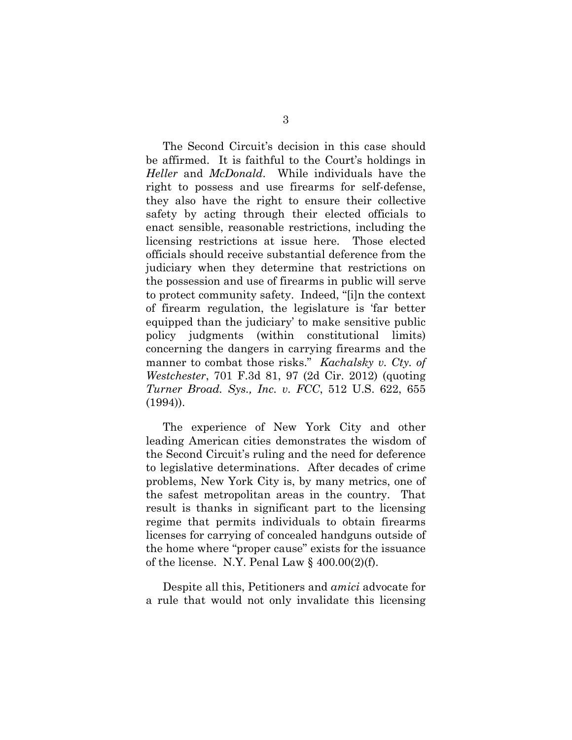The Second Circuit's decision in this case should be affirmed. It is faithful to the Court's holdings in *Heller* and *McDonald*. While individuals have the right to possess and use firearms for self-defense, they also have the right to ensure their collective safety by acting through their elected officials to enact sensible, reasonable restrictions, including the licensing restrictions at issue here. Those elected officials should receive substantial deference from the judiciary when they determine that restrictions on the possession and use of firearms in public will serve to protect community safety. Indeed, "[i]n the context of firearm regulation, the legislature is 'far better equipped than the judiciary' to make sensitive public policy judgments (within constitutional limits) concerning the dangers in carrying firearms and the manner to combat those risks." *Kachalsky v. Cty. of Westchester*, 701 F.3d 81, 97 (2d Cir. 2012) (quoting *Turner Broad. Sys., Inc. v. FCC*, 512 U.S. 622, 655 (1994)).

The experience of New York City and other leading American cities demonstrates the wisdom of the Second Circuit's ruling and the need for deference to legislative determinations. After decades of crime problems, New York City is, by many metrics, one of the safest metropolitan areas in the country. That result is thanks in significant part to the licensing regime that permits individuals to obtain firearms licenses for carrying of concealed handguns outside of the home where "proper cause" exists for the issuance of the license. N.Y. Penal Law § 400.00(2)(f).

Despite all this, Petitioners and *amici* advocate for a rule that would not only invalidate this licensing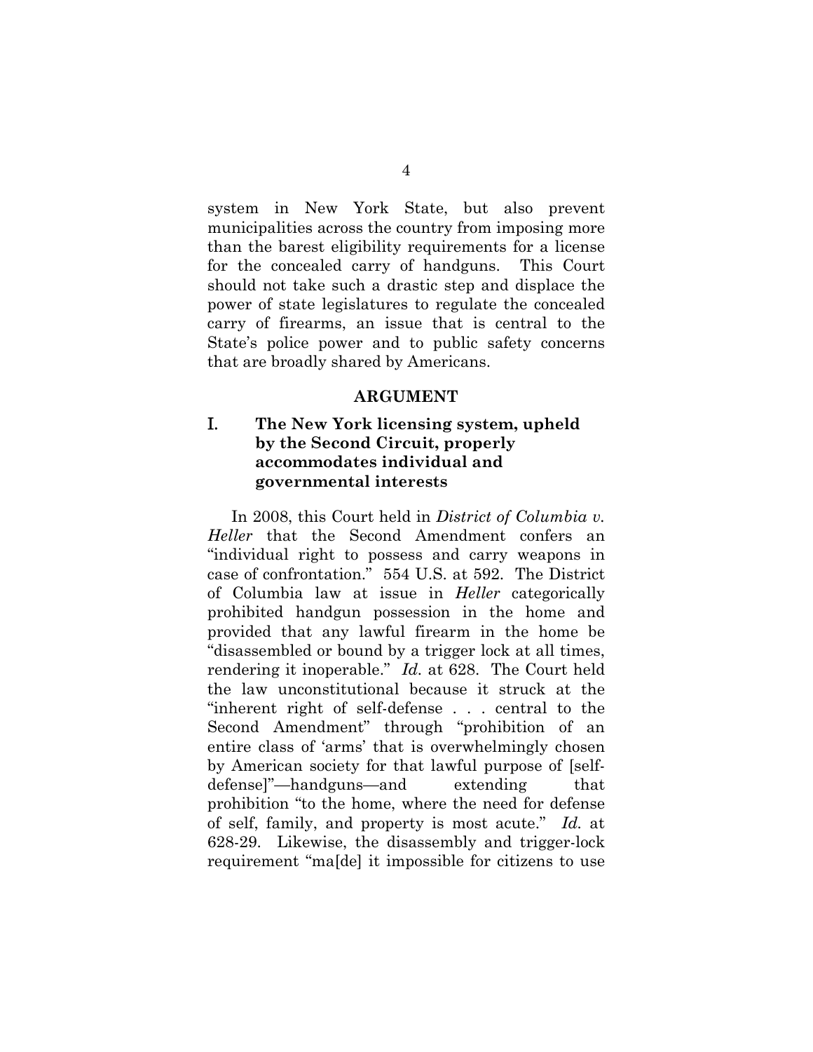system in New York State, but also prevent municipalities across the country from imposing more than the barest eligibility requirements for a license for the concealed carry of handguns. This Court should not take such a drastic step and displace the power of state legislatures to regulate the concealed carry of firearms, an issue that is central to the State's police power and to public safety concerns that are broadly shared by Americans.

## ARGUMENT

### I. The New York licensing system, upheld by the Second Circuit, properly accommodates individual and governmental interests

In 2008, this Court held in *District of Columbia v. Heller* that the Second Amendment confers an "individual right to possess and carry weapons in case of confrontation." 554 U.S. at 592. The District of Columbia law at issue in *Heller* categorically prohibited handgun possession in the home and provided that any lawful firearm in the home be "disassembled or bound by a trigger lock at all times, rendering it inoperable." *Id.* at 628. The Court held the law unconstitutional because it struck at the "inherent right of self-defense . . . central to the Second Amendment" through "prohibition of an entire class of 'arms' that is overwhelmingly chosen by American society for that lawful purpose of [self-defense]"—handguns—and extending that prohibition "to the home, where the need for defense of self, family, and property is most acute." *Id.* at 628-29. Likewise, the disassembly and trigger-lock requirement "ma[de] it impossible for citizens to use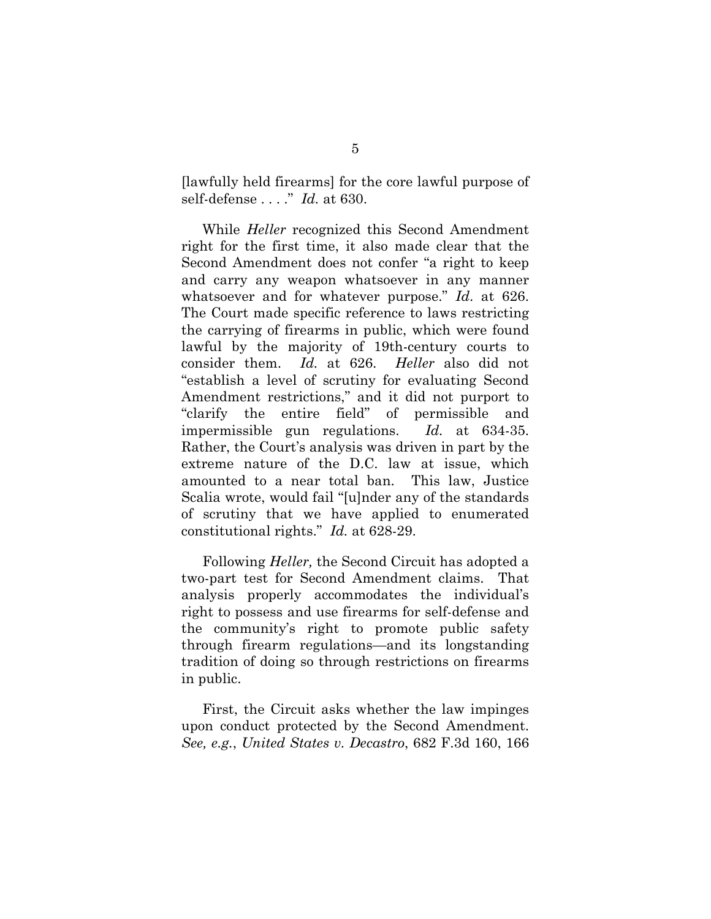[lawfully held firearms] for the core lawful purpose of self-defense . . . ." *Id.* at 630.

While *Heller* recognized this Second Amendment right for the first time, it also made clear that the Second Amendment does not confer "a right to keep and carry any weapon whatsoever in any manner whatsoever and for whatever purpose." *Id.* at 626. The Court made specific reference to laws restricting the carrying of firearms in public, which were found lawful by the majority of 19th-century courts to consider them. *Id.* at 626. *Heller* also did not "establish a level of scrutiny for evaluating Second Amendment restrictions," and it did not purport to "clarify the entire field" of permissible and impermissible gun regulations. *Id.* at 634-35. Rather, the Court's analysis was driven in part by the extreme nature of the D.C. law at issue, which amounted to a near total ban. This law, Justice Scalia wrote, would fail "[u]nder any of the standards of scrutiny that we have applied to enumerated constitutional rights." *Id.* at 628-29.

Following *Heller,* the Second Circuit has adopted a two-part test for Second Amendment claims. That analysis properly accommodates the individual's right to possess and use firearms for self-defense and the community's right to promote public safety through firearm regulations—and its longstanding tradition of doing so through restrictions on firearms in public.

First, the Circuit asks whether the law impinges upon conduct protected by the Second Amendment. *See, e.g.*, *United States v. Decastro*, 682 F.3d 160, 166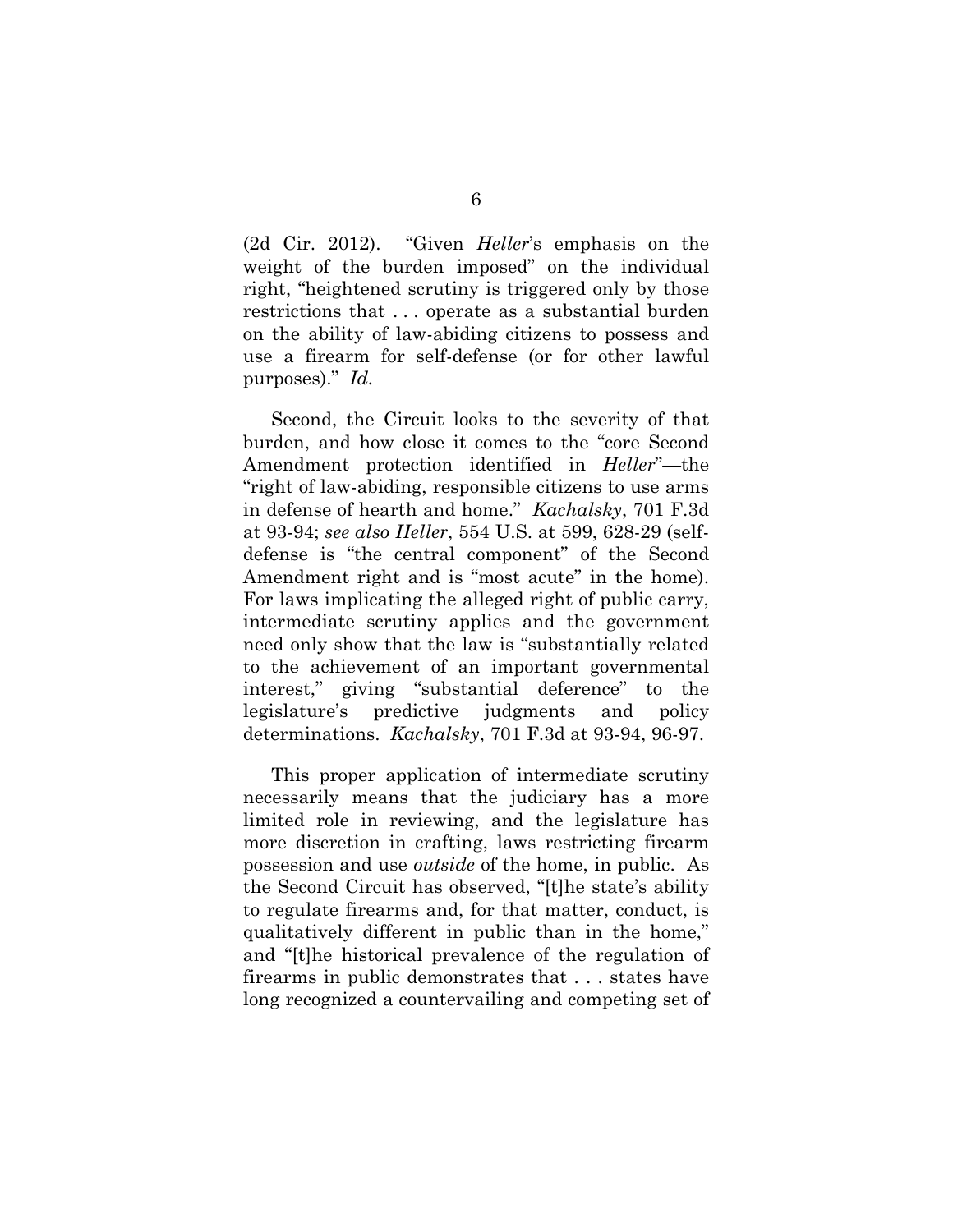(2d Cir. 2012). "Given *Heller*'s emphasis on the weight of the burden imposed" on the individual right, "heightened scrutiny is triggered only by those restrictions that . . . operate as a substantial burden on the ability of law-abiding citizens to possess and use a firearm for self-defense (or for other lawful purposes)." *Id.*

Second, the Circuit looks to the severity of that burden, and how close it comes to the "core Second Amendment protection identified in *Heller*"—the "right of law-abiding, responsible citizens to use arms in defense of hearth and home." *Kachalsky*, 701 F.3d at 93-94; *see also Heller*, 554 U.S. at 599, 628-29 (self-defense is "the central component" of the Second Amendment right and is "most acute" in the home). For laws implicating the alleged right of public carry, intermediate scrutiny applies and the government need only show that the law is "substantially related to the achievement of an important governmental interest," giving "substantial deference" to the legislature's predictive judgments and policy determinations. *Kachalsky*, 701 F.3d at 93-94, 96-97.

This proper application of intermediate scrutiny necessarily means that the judiciary has a more limited role in reviewing, and the legislature has more discretion in crafting, laws restricting firearm possession and use *outside* of the home, in public. As the Second Circuit has observed, "[t]he state's ability to regulate firearms and, for that matter, conduct, is qualitatively different in public than in the home," and "[t]he historical prevalence of the regulation of firearms in public demonstrates that . . . states have long recognized a countervailing and competing set of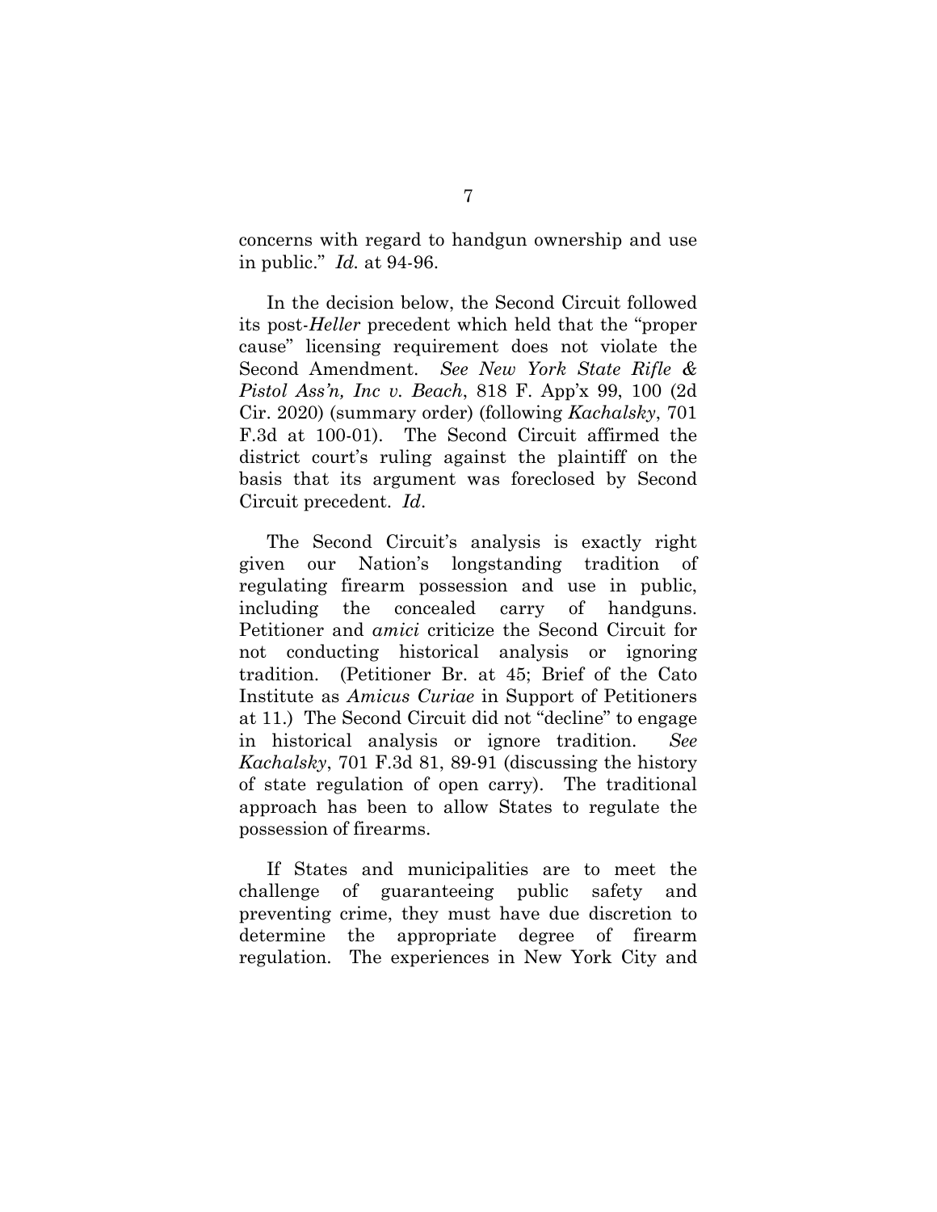concerns with regard to handgun ownership and use in public." *Id.* at 94-96.

In the decision below, the Second Circuit followed its post-*Heller* precedent which held that the "proper cause" licensing requirement does not violate the Second Amendment. *See New York State Rifle & Pistol Ass'n, Inc v. Beach*, 818 F. App'x 99, 100 (2d Cir. 2020) (summary order) (following *Kachalsky*, 701 F.3d at 100-01). The Second Circuit affirmed the district court's ruling against the plaintiff on the basis that its argument was foreclosed by Second Circuit precedent. *Id*.

The Second Circuit's analysis is exactly right given our Nation's longstanding tradition of regulating firearm possession and use in public, including the concealed carry of handguns. Petitioner and *amici* criticize the Second Circuit for not conducting historical analysis or ignoring tradition. (Petitioner Br. at 45; Brief of the Cato Institute as *Amicus Curiae* in Support of Petitioners at 11.) The Second Circuit did not "decline" to engage in historical analysis or ignore tradition. *See Kachalsky*, 701 F.3d 81, 89-91 (discussing the history of state regulation of open carry). The traditional approach has been to allow States to regulate the possession of firearms.

If States and municipalities are to meet the challenge of guaranteeing public safety and preventing crime, they must have due discretion to determine the appropriate degree of firearm regulation. The experiences in New York City and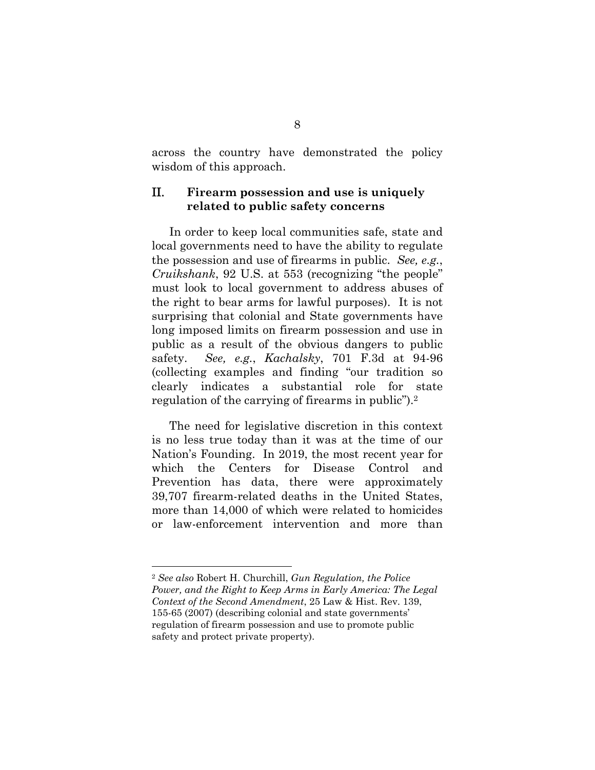across the country have demonstrated the policy wisdom of this approach.

## II. Firearm possession and use is uniquely related to public safety concerns

In order to keep local communities safe, state and local governments need to have the ability to regulate the possession and use of firearms in public. *See, e.g.*, *Cruikshank*, 92 U.S. at 553 (recognizing "the people" must look to local government to address abuses of the right to bear arms for lawful purposes). It is not surprising that colonial and State governments have long imposed limits on firearm possession and use in public as a result of the obvious dangers to public safety. *See, e.g.*, *Kachalsky*, 701 F.3d at 94-96 (collecting examples and finding "our tradition so clearly indicates a substantial role for state regulation of the carrying of firearms in public").[2]

The need for legislative discretion in this context is no less true today than it was at the time of our Nation's Founding. In 2019, the most recent year for which the Centers for Disease Control and Prevention has data, there were approximately 39,707 firearm-related deaths in the United States, more than 14,000 of which were related to homicides or law-enforcement intervention and more than

---

[2] *See also* Robert H. Churchill, *Gun Regulation, the Police Power, and the Right to Keep Arms in Early America: The Legal Context of the Second Amendment*, 25 Law & Hist. Rev. 139, 155-65 (2007) (describing colonial and state governments' regulation of firearm possession and use to promote public safety and protect private property).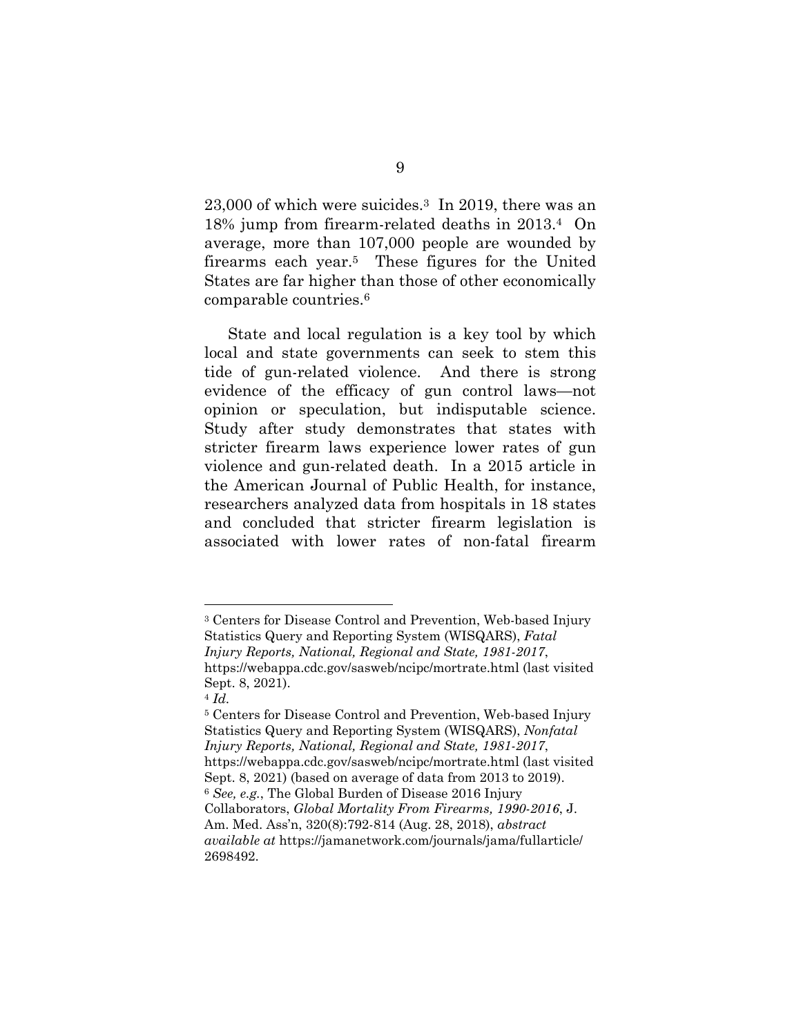23,000 of which were suicides.[3] In 2019, there was an 18% jump from firearm-related deaths in 2013.[4] On average, more than 107,000 people are wounded by firearms each year.[5] These figures for the United States are far higher than those of other economically comparable countries.[6]

State and local regulation is a key tool by which local and state governments can seek to stem this tide of gun-related violence. And there is strong evidence of the efficacy of gun control laws—not opinion or speculation, but indisputable science. Study after study demonstrates that states with stricter firearm laws experience lower rates of gun violence and gun-related death. In a 2015 article in the American Journal of Public Health, for instance, researchers analyzed data from hospitals in 18 states and concluded that stricter firearm legislation is associated with lower rates of non-fatal firearm

---

[3] Centers for Disease Control and Prevention, Web-based Injury Statistics Query and Reporting System (WISQARS), *Fatal Injury Reports, National, Regional and State, 1981-2017*, https://webappa.cdc.gov/sasweb/ncipc/mortrate.html (last visited Sept. 8, 2021).

[4] *Id.*

[5] Centers for Disease Control and Prevention, Web-based Injury Statistics Query and Reporting System (WISQARS), *Nonfatal Injury Reports, National, Regional and State, 1981-2017*, https://webappa.cdc.gov/sasweb/ncipc/mortrate.html (last visited Sept. 8, 2021) (based on average of data from 2013 to 2019).

[6] *See, e.g.*, The Global Burden of Disease 2016 Injury Collaborators, *Global Mortality From Firearms, 1990-2016*, J. Am. Med. Ass'n, 320(8):792-814 (Aug. 28, 2018), *abstract available at* https://jamanetwork.com/journals/jama/fullarticle/2698492.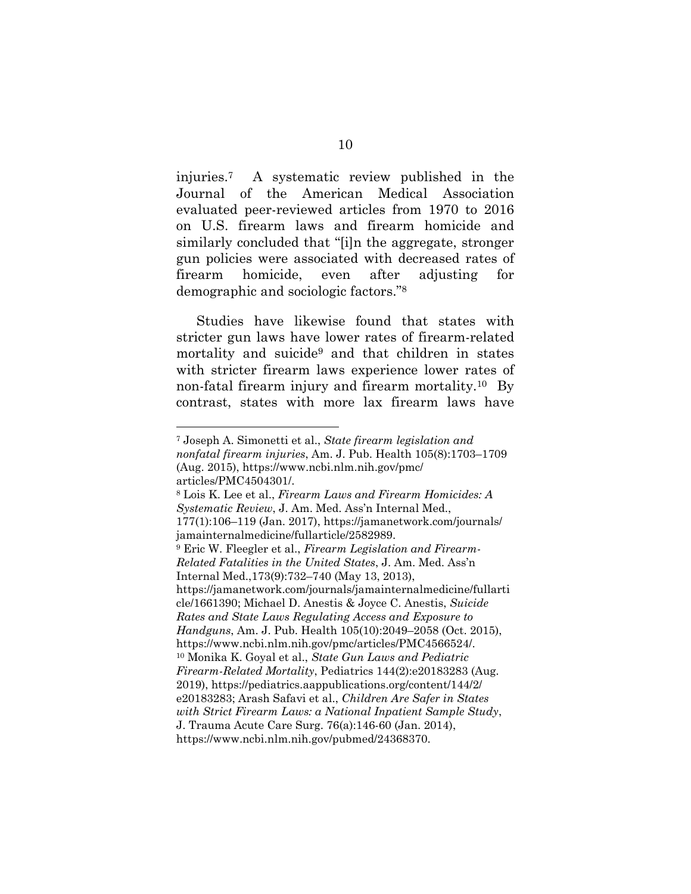injuries.[7] A systematic review published in the Journal of the American Medical Association evaluated peer-reviewed articles from 1970 to 2016 on U.S. firearm laws and firearm homicide and similarly concluded that "[i]n the aggregate, stronger gun policies were associated with decreased rates of firearm homicide, even after adjusting for demographic and sociologic factors."[8]

Studies have likewise found that states with stricter gun laws have lower rates of firearm-related mortality and suicide[9] and that children in states with stricter firearm laws experience lower rates of non-fatal firearm injury and firearm mortality.[10] By contrast, states with more lax firearm laws have

---

[7] Joseph A. Simonetti et al., *State firearm legislation and nonfatal firearm injuries*, Am. J. Pub. Health 105(8):1703–1709 (Aug. 2015), https://www.ncbi.nlm.nih.gov/pmc/articles/PMC4504301/.

[8] Lois K. Lee et al., *Firearm Laws and Firearm Homicides: A Systematic Review*, J. Am. Med. Ass'n Internal Med., 177(1):106–119 (Jan. 2017), https://jamanetwork.com/journals/jamainternalmedicine/fullarticle/2582989.

[9] Eric W. Fleegler et al., *Firearm Legislation and Firearm-Related Fatalities in the United States*, J. Am. Med. Ass'n Internal Med.,173(9):732–740 (May 13, 2013), https://jamanetwork.com/journals/jamainternalmedicine/fullarticle/1661390; Michael D. Anestis & Joyce C. Anestis, *Suicide Rates and State Laws Regulating Access and Exposure to Handguns*, Am. J. Pub. Health 105(10):2049–2058 (Oct. 2015), https://www.ncbi.nlm.nih.gov/pmc/articles/PMC4566524/.

[10] Monika K. Goyal et al., *State Gun Laws and Pediatric Firearm-Related Mortality*, Pediatrics 144(2):e20183283 (Aug. 2019), https://pediatrics.aappublications.org/content/144/2/e20183283; Arash Safavi et al., *Children Are Safer in States with Strict Firearm Laws: a National Inpatient Sample Study*, J. Trauma Acute Care Surg. 76(a):146-60 (Jan. 2014), https://www.ncbi.nlm.nih.gov/pubmed/24368370.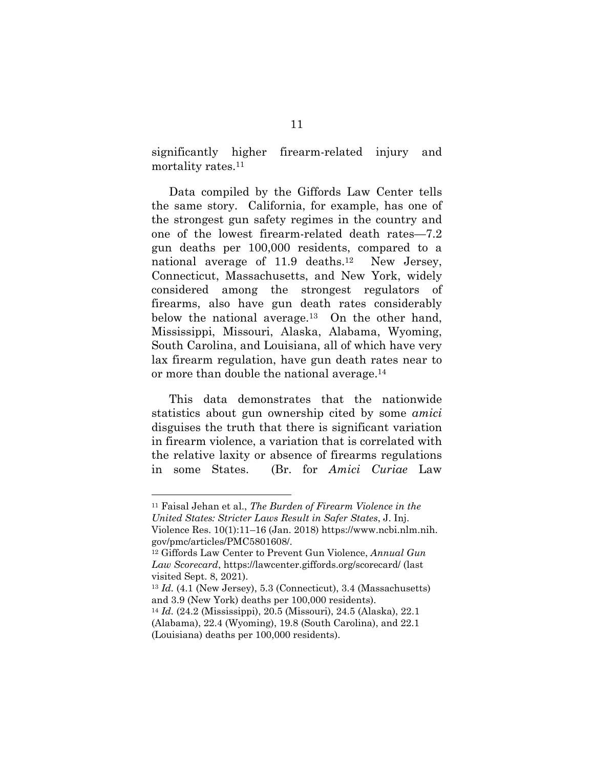significantly higher firearm-related injury and mortality rates.[11]

Data compiled by the Giffords Law Center tells the same story. California, for example, has one of the strongest gun safety regimes in the country and one of the lowest firearm-related death rates—7.2 gun deaths per 100,000 residents, compared to a national average of 11.9 deaths.[12] New Jersey, Connecticut, Massachusetts, and New York, widely considered among the strongest regulators of firearms, also have gun death rates considerably below the national average.[13] On the other hand, Mississippi, Missouri, Alaska, Alabama, Wyoming, South Carolina, and Louisiana, all of which have very lax firearm regulation, have gun death rates near to or more than double the national average.[14]

This data demonstrates that the nationwide statistics about gun ownership cited by some *amici* disguises the truth that there is significant variation in firearm violence, a variation that is correlated with the relative laxity or absence of firearms regulations in some States. (Br. for *Amici Curiae* Law

---

[11] Faisal Jehan et al., *The Burden of Firearm Violence in the United States: Stricter Laws Result in Safer States*, J. Inj. Violence Res. 10(1):11–16 (Jan. 2018) https://www.ncbi.nlm.nih.gov/pmc/articles/PMC5801608/.

[12] Giffords Law Center to Prevent Gun Violence, *Annual Gun Law Scorecard*, https://lawcenter.giffords.org/scorecard/ (last visited Sept. 8, 2021).

[13] *Id.* (4.1 (New Jersey), 5.3 (Connecticut), 3.4 (Massachusetts) and 3.9 (New York) deaths per 100,000 residents).

[14] *Id.* (24.2 (Mississippi), 20.5 (Missouri), 24.5 (Alaska), 22.1 (Alabama), 22.4 (Wyoming), 19.8 (South Carolina), and 22.1 (Louisiana) deaths per 100,000 residents).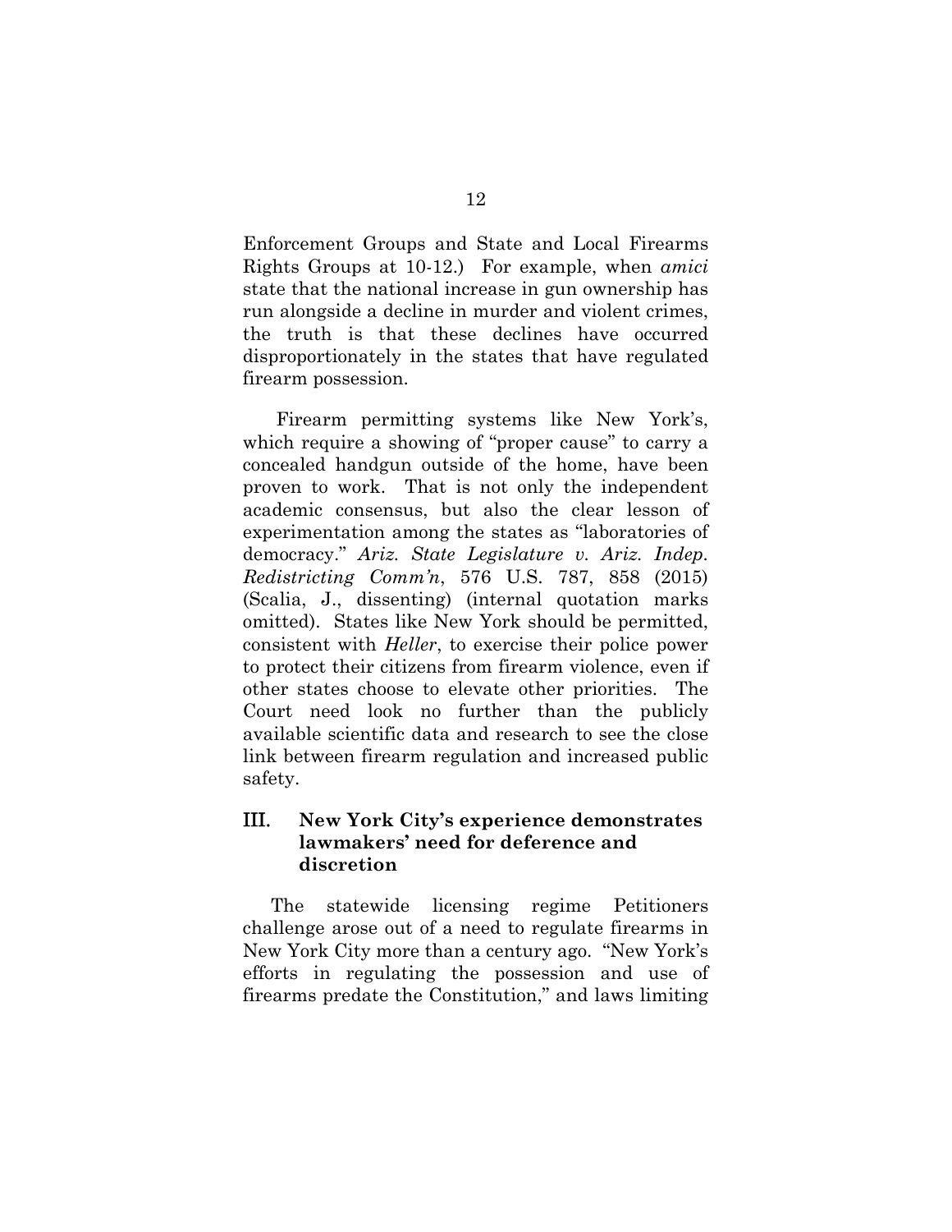Enforcement Groups and State and Local Firearms Rights Groups at 10-12.) For example, when *amici* state that the national increase in gun ownership has run alongside a decline in murder and violent crimes, the truth is that these declines have occurred disproportionately in the states that have regulated firearm possession.

Firearm permitting systems like New York's, which require a showing of "proper cause" to carry a concealed handgun outside of the home, have been proven to work. That is not only the independent academic consensus, but also the clear lesson of experimentation among the states as "laboratories of democracy." *Ariz. State Legislature v. Ariz. Indep. Redistricting Comm'n*, 576 U.S. 787, 858 (2015) (Scalia, J., dissenting) (internal quotation marks omitted). States like New York should be permitted, consistent with *Heller*, to exercise their police power to protect their citizens from firearm violence, even if other states choose to elevate other priorities. The Court need look no further than the publicly available scientific data and research to see the close link between firearm regulation and increased public safety.

## III. New York City's experience demonstrates lawmakers' need for deference and discretion

The statewide licensing regime Petitioners challenge arose out of a need to regulate firearms in New York City more than a century ago. "New York's efforts in regulating the possession and use of firearms predate the Constitution," and laws limiting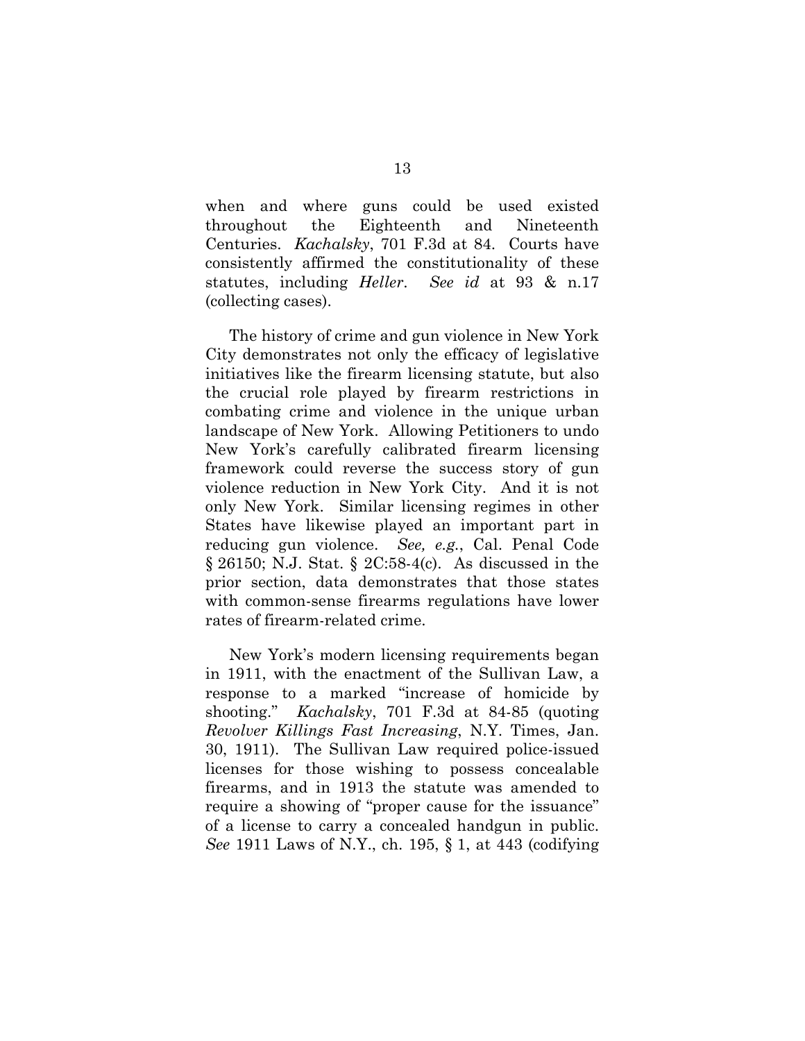when and where guns could be used existed throughout the Eighteenth and Nineteenth Centuries. *Kachalsky*, 701 F.3d at 84. Courts have consistently affirmed the constitutionality of these statutes, including *Heller*. *See id* at 93 & n.17 (collecting cases).

The history of crime and gun violence in New York City demonstrates not only the efficacy of legislative initiatives like the firearm licensing statute, but also the crucial role played by firearm restrictions in combating crime and violence in the unique urban landscape of New York. Allowing Petitioners to undo New York's carefully calibrated firearm licensing framework could reverse the success story of gun violence reduction in New York City. And it is not only New York. Similar licensing regimes in other States have likewise played an important part in reducing gun violence. *See, e.g.*, Cal. Penal Code § 26150; N.J. Stat. § 2C:58-4(c). As discussed in the prior section, data demonstrates that those states with common-sense firearms regulations have lower rates of firearm-related crime.

New York's modern licensing requirements began in 1911, with the enactment of the Sullivan Law, a response to a marked "increase of homicide by shooting." *Kachalsky*, 701 F.3d at 84-85 (quoting *Revolver Killings Fast Increasing*, N.Y. Times, Jan. 30, 1911). The Sullivan Law required police-issued licenses for those wishing to possess concealable firearms, and in 1913 the statute was amended to require a showing of "proper cause for the issuance" of a license to carry a concealed handgun in public. *See* 1911 Laws of N.Y., ch. 195, § 1, at 443 (codifying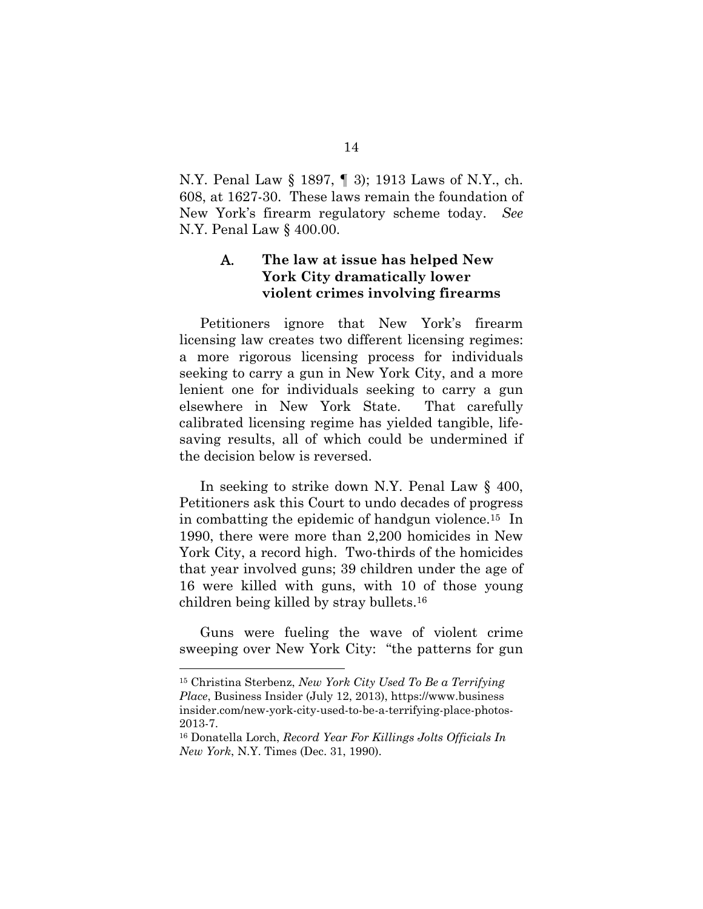N.Y. Penal Law § 1897, ¶ 3); 1913 Laws of N.Y., ch. 608, at 1627-30. These laws remain the foundation of New York's firearm regulatory scheme today. *See* N.Y. Penal Law § 400.00.

### A. The law at issue has helped New York City dramatically lower violent crimes involving firearms

Petitioners ignore that New York's firearm licensing law creates two different licensing regimes: a more rigorous licensing process for individuals seeking to carry a gun in New York City, and a more lenient one for individuals seeking to carry a gun elsewhere in New York State. That carefully calibrated licensing regime has yielded tangible, life-saving results, all of which could be undermined if the decision below is reversed.

In seeking to strike down N.Y. Penal Law § 400, Petitioners ask this Court to undo decades of progress in combatting the epidemic of handgun violence.[15] In 1990, there were more than 2,200 homicides in New York City, a record high. Two-thirds of the homicides that year involved guns; 39 children under the age of 16 were killed with guns, with 10 of those young children being killed by stray bullets.[16]

Guns were fueling the wave of violent crime sweeping over New York City: "the patterns for gun

---

[15] Christina Sterbenz, *New York City Used To Be a Terrifying Place*, Business Insider (July 12, 2013), https://www.businessinsider.com/new-york-city-used-to-be-a-terrifying-place-photos-2013-7.

[16] Donatella Lorch, *Record Year For Killings Jolts Officials In New York*, N.Y. Times (Dec. 31, 1990).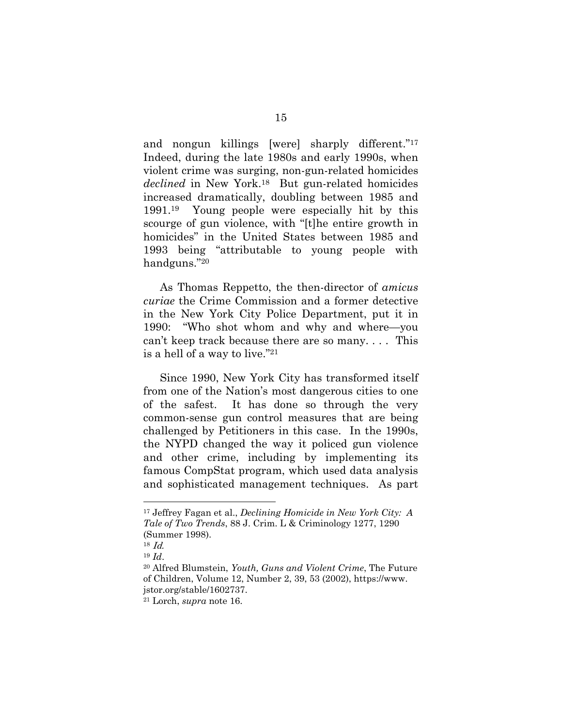and nongun killings [were] sharply different."[17] Indeed, during the late 1980s and early 1990s, when violent crime was surging, non-gun-related homicides *declined* in New York.[18] But gun-related homicides increased dramatically, doubling between 1985 and 1991.[19] Young people were especially hit by this scourge of gun violence, with "[t]he entire growth in homicides" in the United States between 1985 and 1993 being "attributable to young people with handguns."[20]

As Thomas Reppetto, the then-director of *amicus curiae* the Crime Commission and a former detective in the New York City Police Department, put it in 1990: "Who shot whom and why and where—you can't keep track because there are so many. . . . This is a hell of a way to live."[21]

Since 1990, New York City has transformed itself from one of the Nation's most dangerous cities to one of the safest. It has done so through the very common-sense gun control measures that are being challenged by Petitioners in this case. In the 1990s, the NYPD changed the way it policed gun violence and other crime, including by implementing its famous CompStat program, which used data analysis and sophisticated management techniques. As part

---

[17] Jeffrey Fagan et al., *Declining Homicide in New York City: A Tale of Two Trends*, 88 J. Crim. L & Criminology 1277, 1290 (Summer 1998).

[18] *Id.*

[19] *Id*.

[20] Alfred Blumstein, *Youth, Guns and Violent Crime*, The Future of Children, Volume 12, Number 2, 39, 53 (2002), https://www.jstor.org/stable/1602737.

[21] Lorch, *supra* note 16.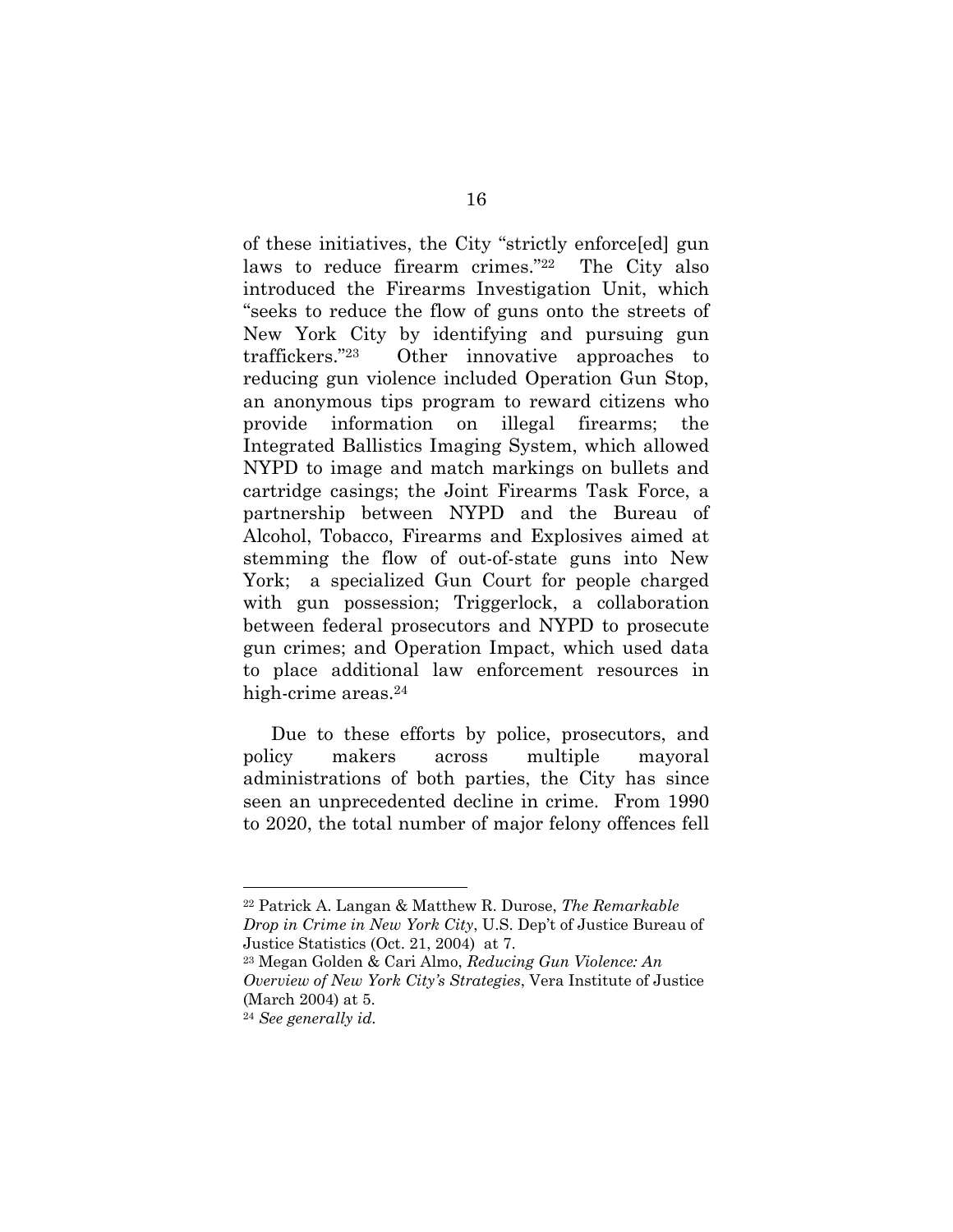of these initiatives, the City "strictly enforce[ed] gun laws to reduce firearm crimes."[22] The City also introduced the Firearms Investigation Unit, which "seeks to reduce the flow of guns onto the streets of New York City by identifying and pursuing gun traffickers."[23] Other innovative approaches to reducing gun violence included Operation Gun Stop, an anonymous tips program to reward citizens who provide information on illegal firearms; the Integrated Ballistics Imaging System, which allowed NYPD to image and match markings on bullets and cartridge casings; the Joint Firearms Task Force, a partnership between NYPD and the Bureau of Alcohol, Tobacco, Firearms and Explosives aimed at stemming the flow of out-of-state guns into New York; a specialized Gun Court for people charged with gun possession; Triggerlock, a collaboration between federal prosecutors and NYPD to prosecute gun crimes; and Operation Impact, which used data to place additional law enforcement resources in high-crime areas.[24]

Due to these efforts by police, prosecutors, and policy makers across multiple mayoral administrations of both parties, the City has since seen an unprecedented decline in crime. From 1990 to 2020, the total number of major felony offences fell

---

[22] Patrick A. Langan & Matthew R. Durose, *The Remarkable Drop in Crime in New York City*, U.S. Dep't of Justice Bureau of Justice Statistics (Oct. 21, 2004) at 7.

[23] Megan Golden & Cari Almo, *Reducing Gun Violence: An Overview of New York City's Strategies*, Vera Institute of Justice (March 2004) at 5.

[24] *See generally id.*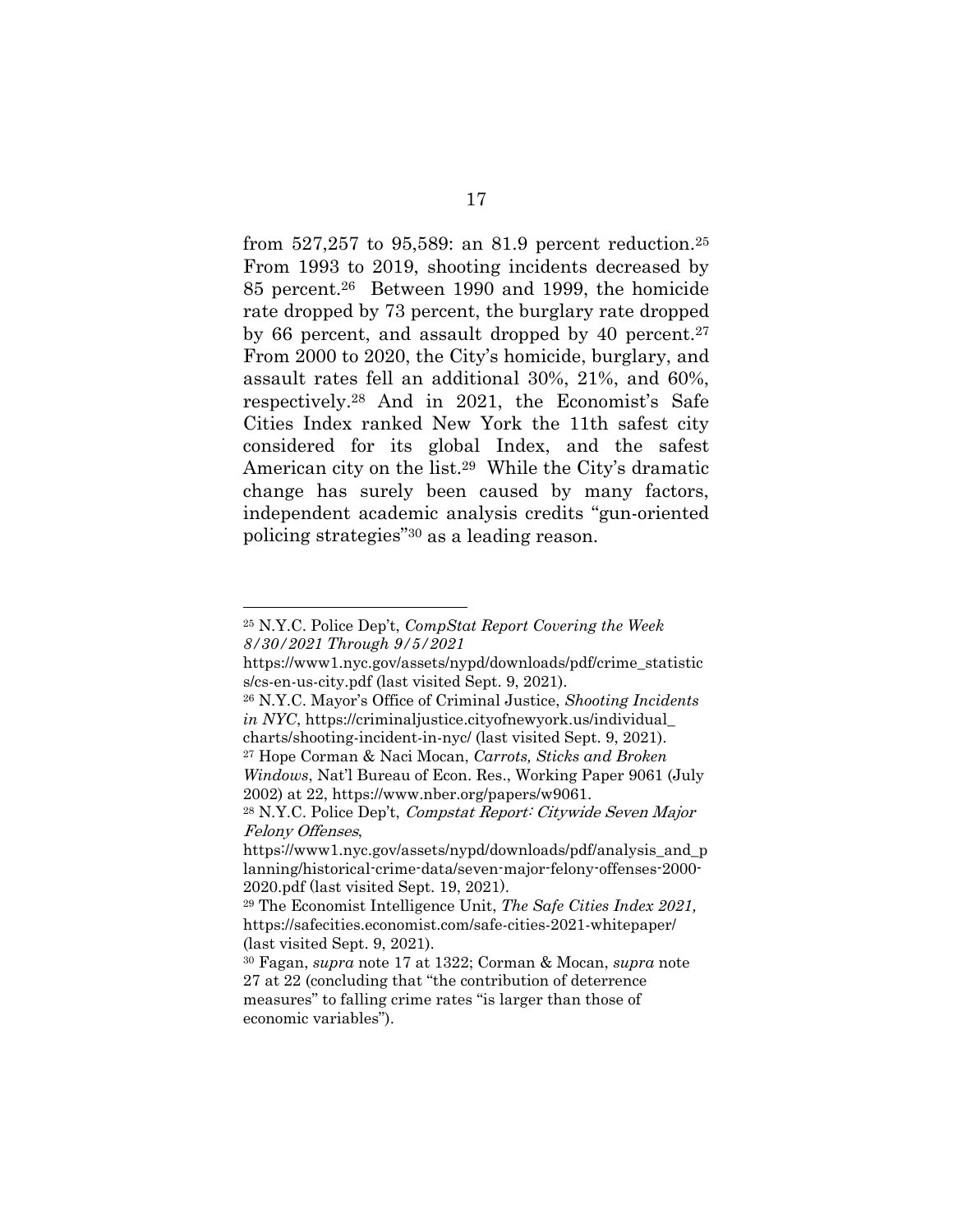from 527,257 to 95,589: an 81.9 percent reduction.[25] From 1993 to 2019, shooting incidents decreased by 85 percent.[26] Between 1990 and 1999, the homicide rate dropped by 73 percent, the burglary rate dropped by 66 percent, and assault dropped by 40 percent.[27] From 2000 to 2020, the City's homicide, burglary, and assault rates fell an additional 30%, 21%, and 60%, respectively.[28] And in 2021, the Economist's Safe Cities Index ranked New York the 11th safest city considered for its global Index, and the safest American city on the list.[29] While the City's dramatic change has surely been caused by many factors, independent academic analysis credits "gun-oriented policing strategies"[30] as a leading reason.

---

[25] N.Y.C. Police Dep't, *CompStat Report Covering the Week 8/30/2021 Through 9/5/2021* https://www1.nyc.gov/assets/nypd/downloads/pdf/crime_statistics/cs-en-us-city.pdf (last visited Sept. 9, 2021).

[26] N.Y.C. Mayor's Office of Criminal Justice, *Shooting Incidents in NYC*, https://criminaljustice.cityofnewyork.us/individual_charts/shooting-incident-in-nyc/ (last visited Sept. 9, 2021).

[27] Hope Corman & Naci Mocan, *Carrots, Sticks and Broken Windows*, Nat'l Bureau of Econ. Res., Working Paper 9061 (July 2002) at 22, https://www.nber.org/papers/w9061.

[28] N.Y.C. Police Dep't, *Compstat Report: Citywide Seven Major Felony Offenses*, https://www1.nyc.gov/assets/nypd/downloads/pdf/analysis_and_planning/historical-crime-data/seven-major-felony-offenses-2000-2020.pdf (last visited Sept. 19, 2021).

[29] The Economist Intelligence Unit, *The Safe Cities Index 2021,* https://safecities.economist.com/safe-cities-2021-whitepaper/ (last visited Sept. 9, 2021).

[30] Fagan, *supra* note 17 at 1322; Corman & Mocan, *supra* note 27 at 22 (concluding that "the contribution of deterrence measures" to falling crime rates "is larger than those of economic variables").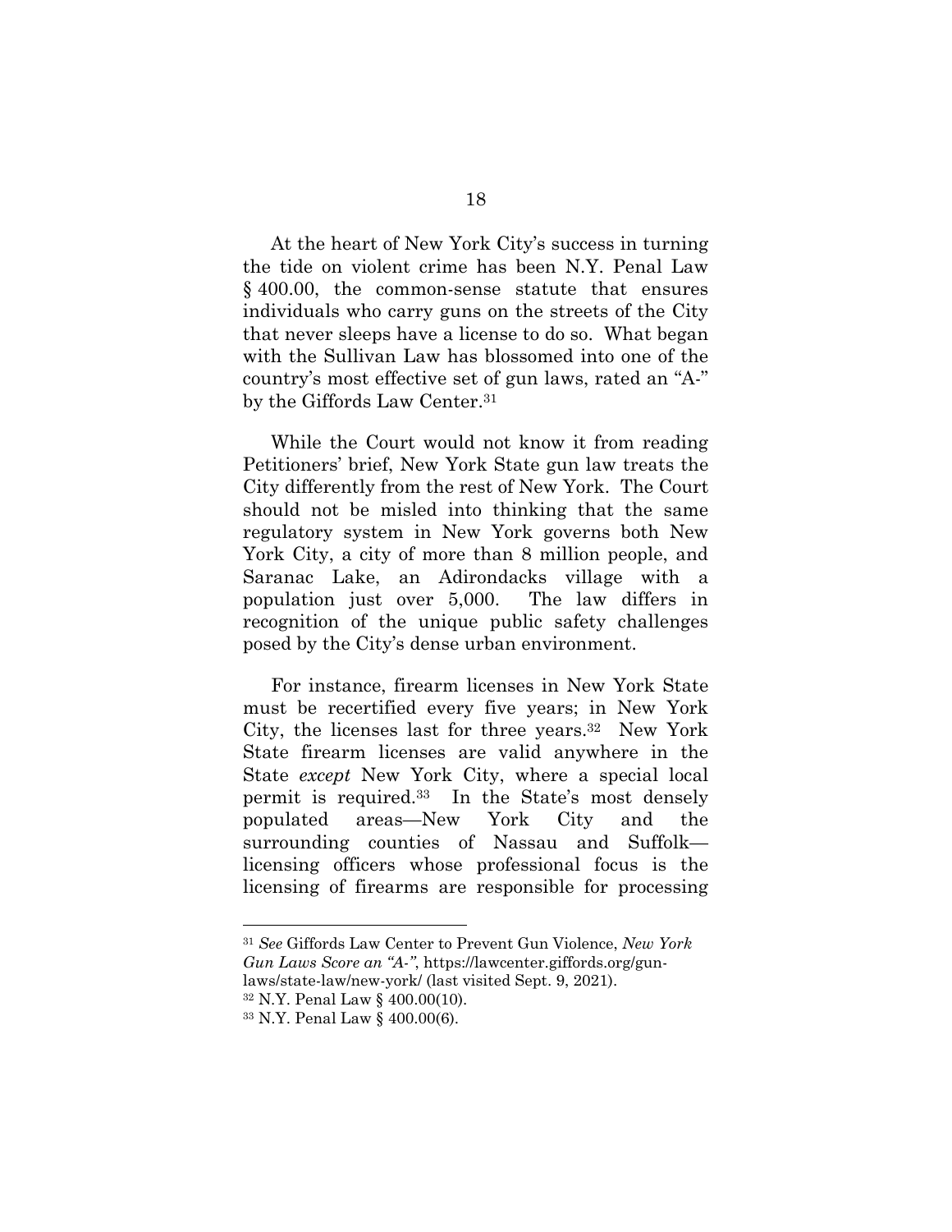At the heart of New York City's success in turning the tide on violent crime has been N.Y. Penal Law § 400.00, the common-sense statute that ensures individuals who carry guns on the streets of the City that never sleeps have a license to do so. What began with the Sullivan Law has blossomed into one of the country's most effective set of gun laws, rated an "A-" by the Giffords Law Center.[31]

While the Court would not know it from reading Petitioners' brief, New York State gun law treats the City differently from the rest of New York. The Court should not be misled into thinking that the same regulatory system in New York governs both New York City, a city of more than 8 million people, and Saranac Lake, an Adirondacks village with a population just over 5,000. The law differs in recognition of the unique public safety challenges posed by the City's dense urban environment.

For instance, firearm licenses in New York State must be recertified every five years; in New York City, the licenses last for three years.[32] New York State firearm licenses are valid anywhere in the State *except* New York City, where a special local permit is required.[33] In the State's most densely populated areas—New York City and the surrounding counties of Nassau and Suffolk—licensing officers whose professional focus is the licensing of firearms are responsible for processing

---

[31] *See* Giffords Law Center to Prevent Gun Violence, *New York Gun Laws Score an "A-"*, https://lawcenter.giffords.org/gun-laws/state-law/new-york/ (last visited Sept. 9, 2021).

[32] N.Y. Penal Law § 400.00(10).

[33] N.Y. Penal Law § 400.00(6).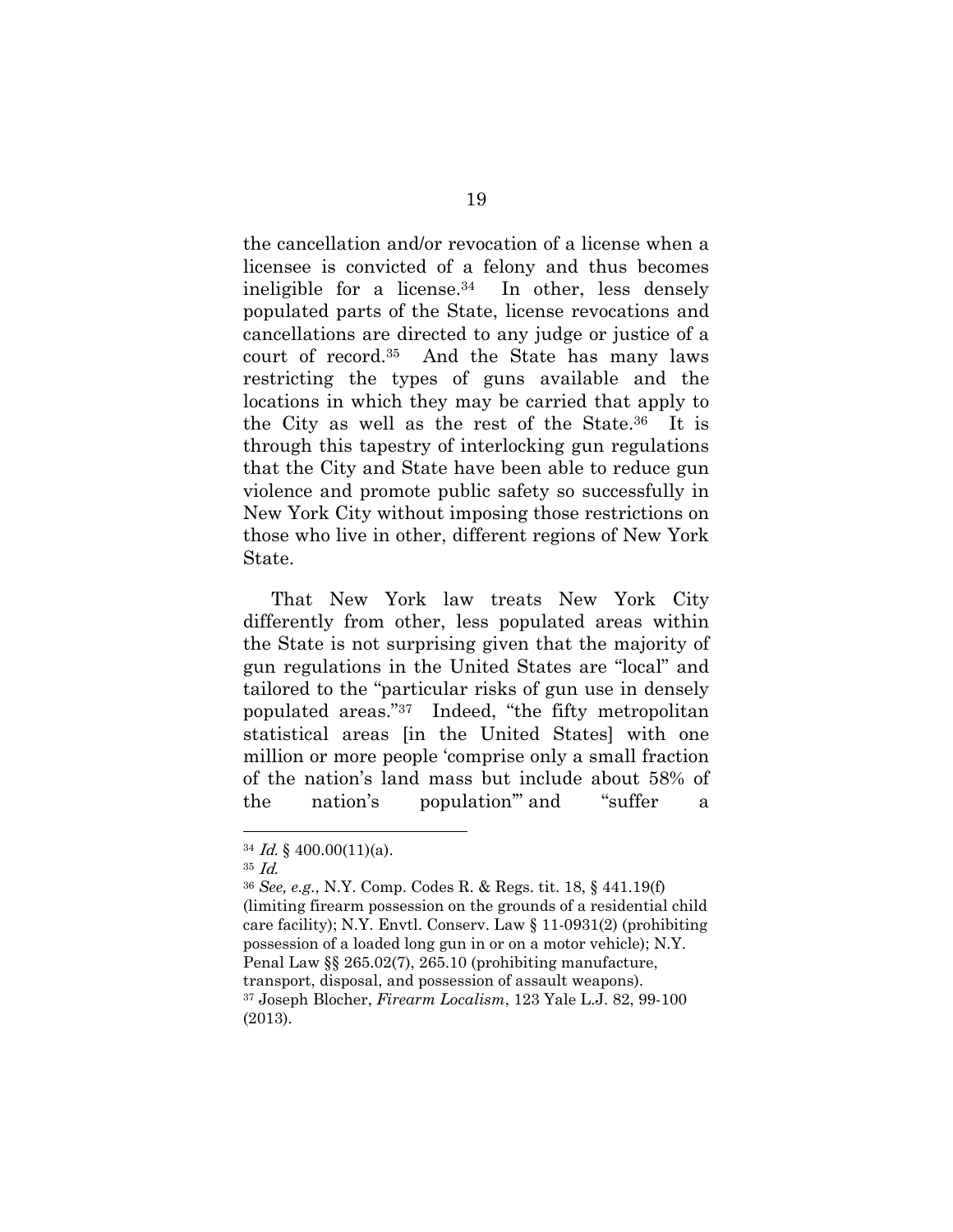the cancellation and/or revocation of a license when a licensee is convicted of a felony and thus becomes ineligible for a license.[34] In other, less densely populated parts of the State, license revocations and cancellations are directed to any judge or justice of a court of record.[35] And the State has many laws restricting the types of guns available and the locations in which they may be carried that apply to the City as well as the rest of the State.[36] It is through this tapestry of interlocking gun regulations that the City and State have been able to reduce gun violence and promote public safety so successfully in New York City without imposing those restrictions on those who live in other, different regions of New York State.

That New York law treats New York City differently from other, less populated areas within the State is not surprising given that the majority of gun regulations in the United States are "local" and tailored to the "particular risks of gun use in densely populated areas."[37] Indeed, "the fifty metropolitan statistical areas [in the United States] with one million or more people 'comprise only a small fraction of the nation's land mass but include about 58% of the nation's population'" and "suffer a

---

[34] *Id.* § 400.00(11)(a).

[35] *Id.*

[36] *See, e.g.*, N.Y. Comp. Codes R. & Regs. tit. 18, § 441.19(f) (limiting firearm possession on the grounds of a residential child care facility); N.Y. Envtl. Conserv. Law § 11-0931(2) (prohibiting possession of a loaded long gun in or on a motor vehicle); N.Y. Penal Law §§ 265.02(7), 265.10 (prohibiting manufacture, transport, disposal, and possession of assault weapons).

[37] Joseph Blocher, *Firearm Localism*, 123 Yale L.J. 82, 99-100 (2013).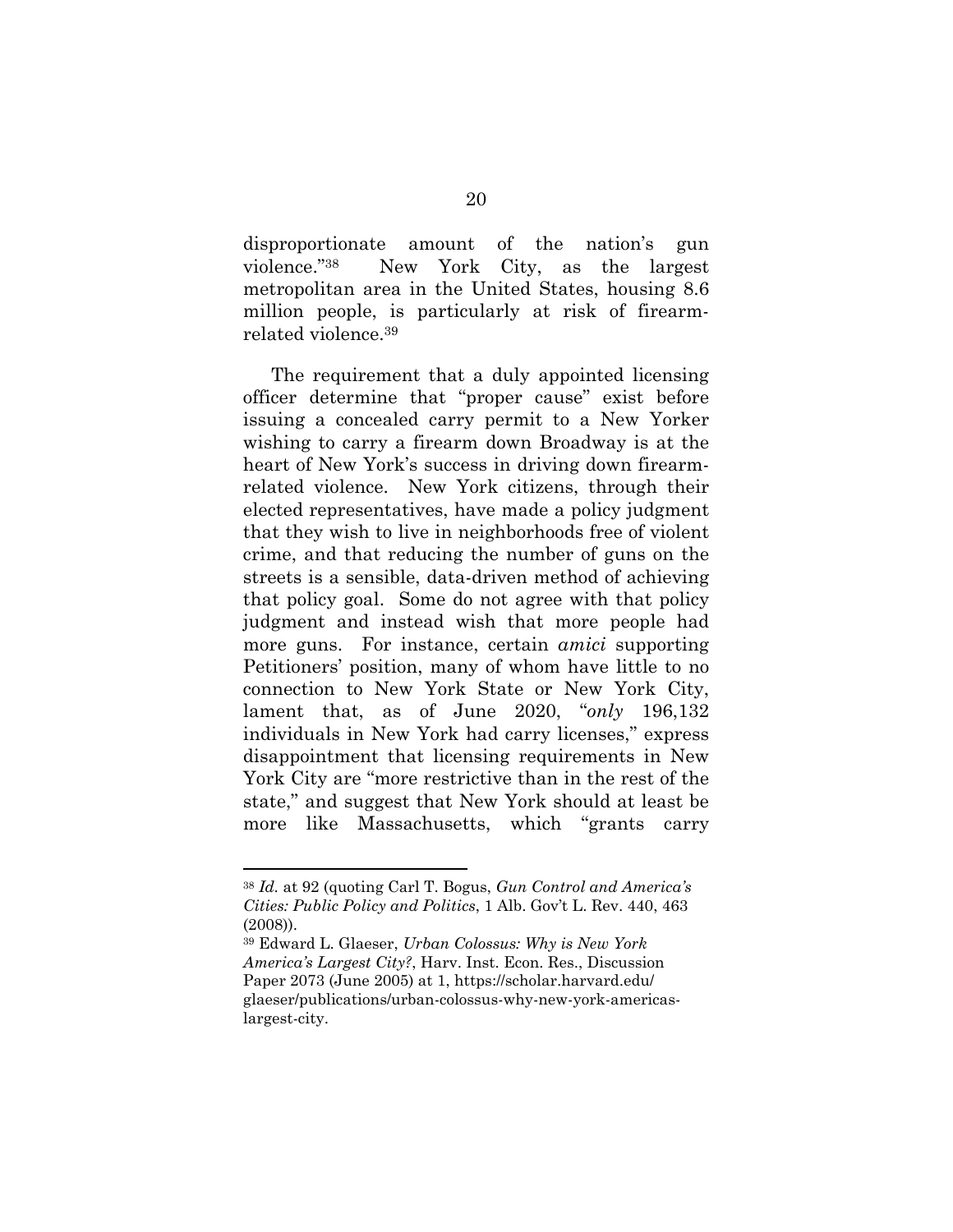disproportionate amount of the nation's gun violence."[38] New York City, as the largest metropolitan area in the United States, housing 8.6 million people, is particularly at risk of firearm-related violence.[39]

The requirement that a duly appointed licensing officer determine that "proper cause" exist before issuing a concealed carry permit to a New Yorker wishing to carry a firearm down Broadway is at the heart of New York's success in driving down firearm-related violence. New York citizens, through their elected representatives, have made a policy judgment that they wish to live in neighborhoods free of violent crime, and that reducing the number of guns on the streets is a sensible, data-driven method of achieving that policy goal. Some do not agree with that policy judgment and instead wish that more people had more guns. For instance, certain *amici* supporting Petitioners' position, many of whom have little to no connection to New York State or New York City, lament that, as of June 2020, "*only* 196,132 individuals in New York had carry licenses," express disappointment that licensing requirements in New York City are "more restrictive than in the rest of the state," and suggest that New York should at least be more like Massachusetts, which "grants carry

---

[38] *Id.* at 92 (quoting Carl T. Bogus, *Gun Control and America's Cities: Public Policy and Politics*, 1 Alb. Gov't L. Rev. 440, 463 (2008)).

[39] Edward L. Glaeser, *Urban Colossus: Why is New York America's Largest City?*, Harv. Inst. Econ. Res., Discussion Paper 2073 (June 2005) at 1, https://scholar.harvard.edu/glaeser/publications/urban-colossus-why-new-york-americas-largest-city.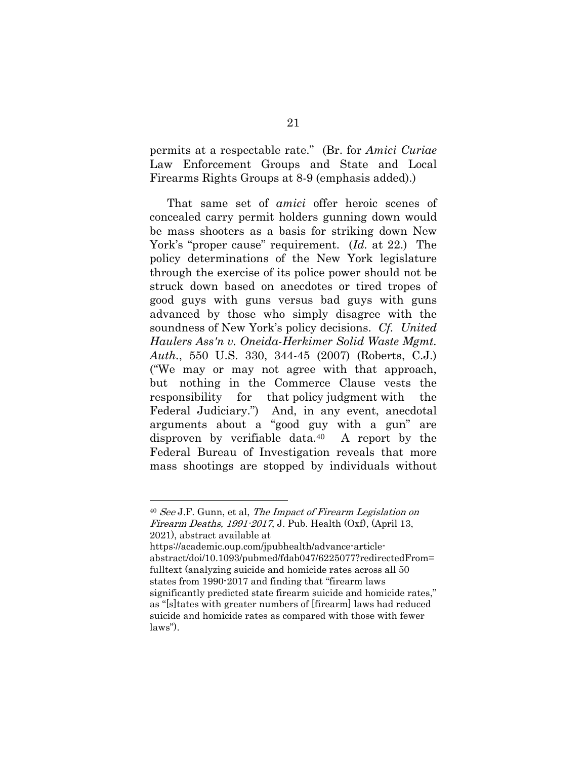permits at a respectable rate." (Br. for *Amici Curiae* Law Enforcement Groups and State and Local Firearms Rights Groups at 8-9 (emphasis added).)

That same set of *amici* offer heroic scenes of concealed carry permit holders gunning down would be mass shooters as a basis for striking down New York's "proper cause" requirement. (*Id.* at 22.) The policy determinations of the New York legislature through the exercise of its police power should not be struck down based on anecdotes or tired tropes of good guys with guns versus bad guys with guns advanced by those who simply disagree with the soundness of New York's policy decisions. *Cf. United Haulers Ass'n v. Oneida-Herkimer Solid Waste Mgmt. Auth.*, 550 U.S. 330, 344-45 (2007) (Roberts, C.J.) ("We may or may not agree with that approach, but nothing in the Commerce Clause vests the responsibility for that policy judgment with the Federal Judiciary.") And, in any event, anecdotal arguments about a "good guy with a gun" are disproven by verifiable data.[40] A report by the Federal Bureau of Investigation reveals that more mass shootings are stopped by individuals without

---

[40] *See* J.F. Gunn, et al, *The Impact of Firearm Legislation on Firearm Deaths, 1991-2017*, J. Pub. Health (Oxf), (April 13, 2021), abstract available at https://academic.oup.com/jpubhealth/advance-article-abstract/doi/10.1093/pubmed/fdab047/6225077?redirectedFrom=fulltext (analyzing suicide and homicide rates across all 50 states from 1990-2017 and finding that "firearm laws significantly predicted state firearm suicide and homicide rates," as "[s]tates with greater numbers of [firearm] laws had reduced suicide and homicide rates as compared with those with fewer laws").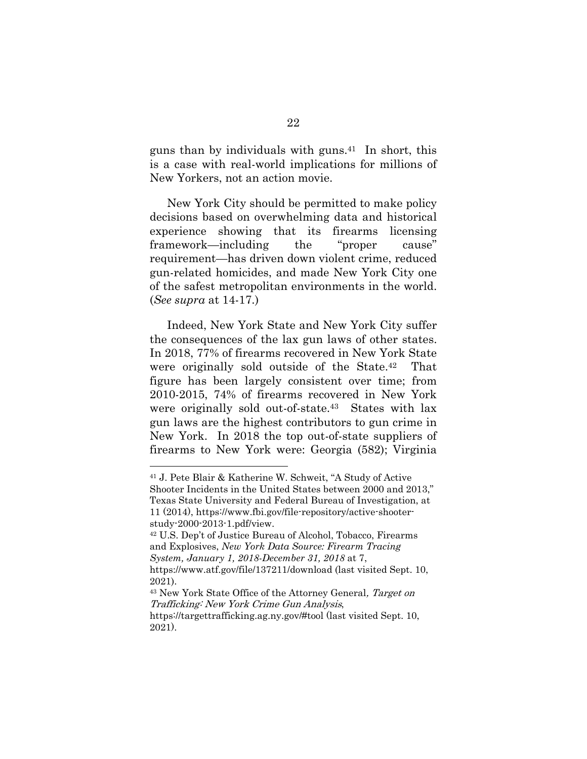guns than by individuals with guns.[41] In short, this is a case with real-world implications for millions of New Yorkers, not an action movie.

New York City should be permitted to make policy decisions based on overwhelming data and historical experience showing that its firearms licensing framework—including the "proper cause" requirement—has driven down violent crime, reduced gun-related homicides, and made New York City one of the safest metropolitan environments in the world. (*See supra* at 14-17.)

Indeed, New York State and New York City suffer the consequences of the lax gun laws of other states. In 2018, 77% of firearms recovered in New York State were originally sold outside of the State.[42] That figure has been largely consistent over time; from 2010-2015, 74% of firearms recovered in New York were originally sold out-of-state.[43] States with lax gun laws are the highest contributors to gun crime in New York. In 2018 the top out-of-state suppliers of firearms to New York were: Georgia (582); Virginia

---

[41] J. Pete Blair & Katherine W. Schweit, "A Study of Active Shooter Incidents in the United States between 2000 and 2013," Texas State University and Federal Bureau of Investigation, at 11 (2014), https://www.fbi.gov/file-repository/active-shooter-study-2000-2013-1.pdf/view.

[42] U.S. Dep't of Justice Bureau of Alcohol, Tobacco, Firearms and Explosives, *New York Data Source: Firearm Tracing System, January 1, 2018-December 31, 2018* at 7, https://www.atf.gov/file/137211/download (last visited Sept. 10, 2021).

[43] New York State Office of the Attorney General, *Target on Trafficking: New York Crime Gun Analysis*, https://targettrafficking.ag.ny.gov/#tool (last visited Sept. 10, 2021).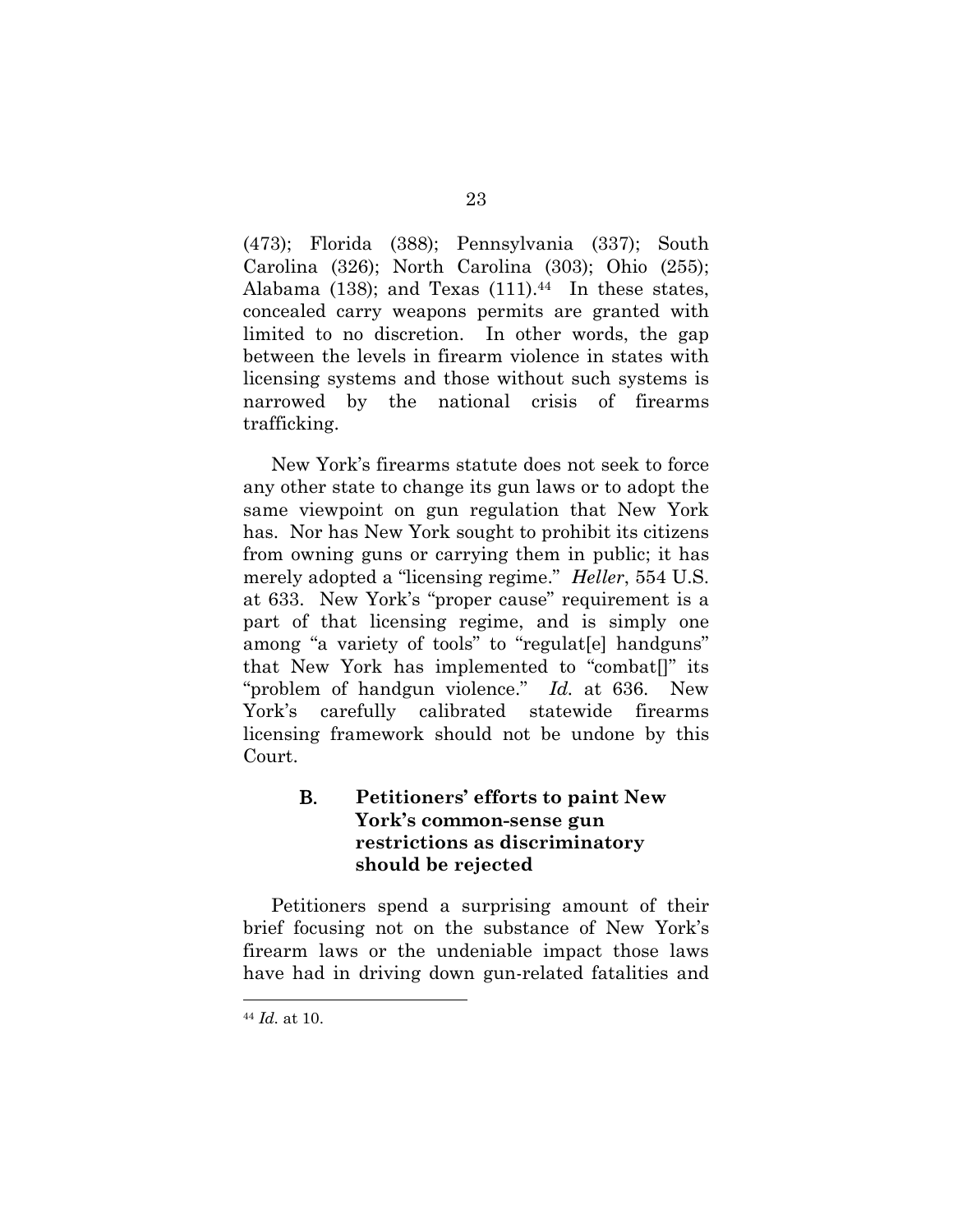(473); Florida (388); Pennsylvania (337); South Carolina (326); North Carolina (303); Ohio (255); Alabama (138); and Texas (111).[44] In these states, concealed carry weapons permits are granted with limited to no discretion. In other words, the gap between the levels in firearm violence in states with licensing systems and those without such systems is narrowed by the national crisis of firearms trafficking.

New York's firearms statute does not seek to force any other state to change its gun laws or to adopt the same viewpoint on gun regulation that New York has. Nor has New York sought to prohibit its citizens from owning guns or carrying them in public; it has merely adopted a "licensing regime." *Heller*, 554 U.S. at 633. New York's "proper cause" requirement is a part of that licensing regime, and is simply one among "a variety of tools" to "regulat[e] handguns" that New York has implemented to "combat[]" its "problem of handgun violence." *Id.* at 636. New York's carefully calibrated statewide firearms licensing framework should not be undone by this Court.

### B. Petitioners' efforts to paint New York's common-sense gun restrictions as discriminatory should be rejected

Petitioners spend a surprising amount of their brief focusing not on the substance of New York's firearm laws or the undeniable impact those laws have had in driving down gun-related fatalities and

[44] *Id.* at 10.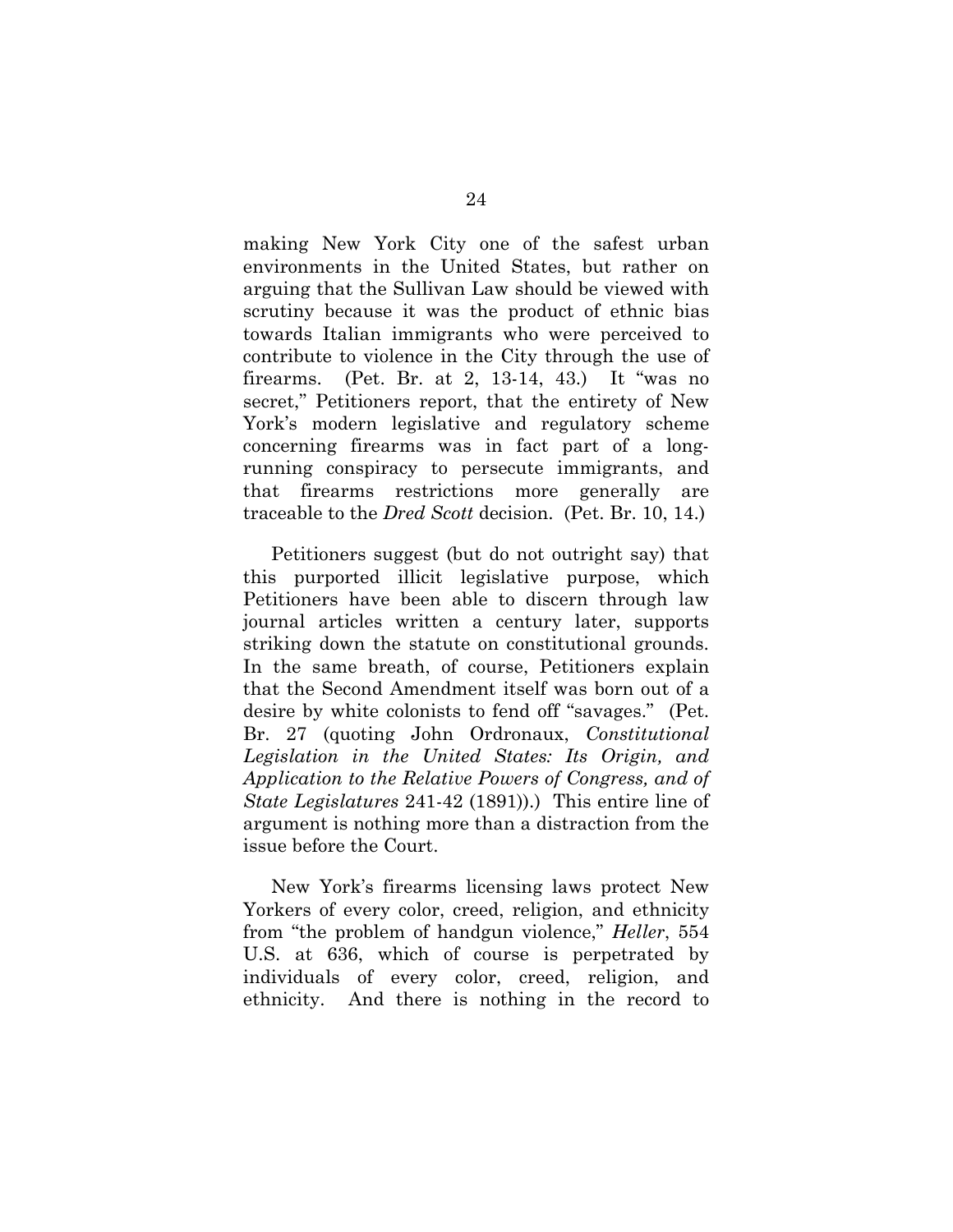making New York City one of the safest urban environments in the United States, but rather on arguing that the Sullivan Law should be viewed with scrutiny because it was the product of ethnic bias towards Italian immigrants who were perceived to contribute to violence in the City through the use of firearms. (Pet. Br. at 2, 13-14, 43.) It "was no secret," Petitioners report, that the entirety of New York's modern legislative and regulatory scheme concerning firearms was in fact part of a long-running conspiracy to persecute immigrants, and that firearms restrictions more generally are traceable to the *Dred Scott* decision. (Pet. Br. 10, 14.)

Petitioners suggest (but do not outright say) that this purported illicit legislative purpose, which Petitioners have been able to discern through law journal articles written a century later, supports striking down the statute on constitutional grounds. In the same breath, of course, Petitioners explain that the Second Amendment itself was born out of a desire by white colonists to fend off "savages." (Pet. Br. 27 (quoting John Ordronaux, *Constitutional Legislation in the United States: Its Origin, and Application to the Relative Powers of Congress, and of State Legislatures* 241-42 (1891)).) This entire line of argument is nothing more than a distraction from the issue before the Court.

New York's firearms licensing laws protect New Yorkers of every color, creed, religion, and ethnicity from "the problem of handgun violence," *Heller*, 554 U.S. at 636, which of course is perpetrated by individuals of every color, creed, religion, and ethnicity. And there is nothing in the record to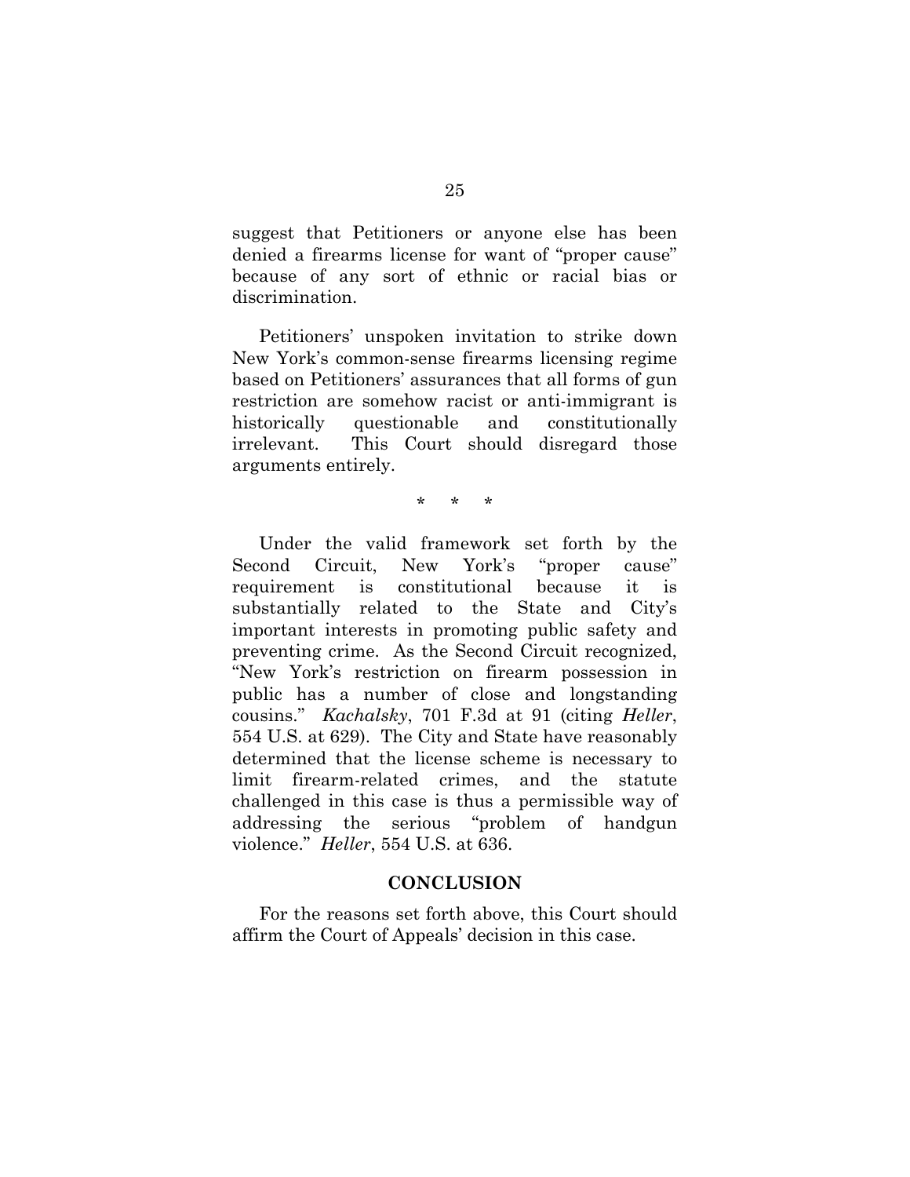suggest that Petitioners or anyone else has been denied a firearms license for want of "proper cause" because of any sort of ethnic or racial bias or discrimination.

Petitioners' unspoken invitation to strike down New York's common-sense firearms licensing regime based on Petitioners' assurances that all forms of gun restriction are somehow racist or anti-immigrant is historically questionable and constitutionally irrelevant. This Court should disregard those arguments entirely.

\* \* \*

Under the valid framework set forth by the Second Circuit, New York's "proper cause" requirement is constitutional because it is substantially related to the State and City's important interests in promoting public safety and preventing crime. As the Second Circuit recognized, "New York's restriction on firearm possession in public has a number of close and longstanding cousins." *Kachalsky*, 701 F.3d at 91 (citing *Heller*, 554 U.S. at 629). The City and State have reasonably determined that the license scheme is necessary to limit firearm-related crimes, and the statute challenged in this case is thus a permissible way of addressing the serious "problem of handgun violence." *Heller*, 554 U.S. at 636.

## CONCLUSION

For the reasons set forth above, this Court should affirm the Court of Appeals' decision in this case.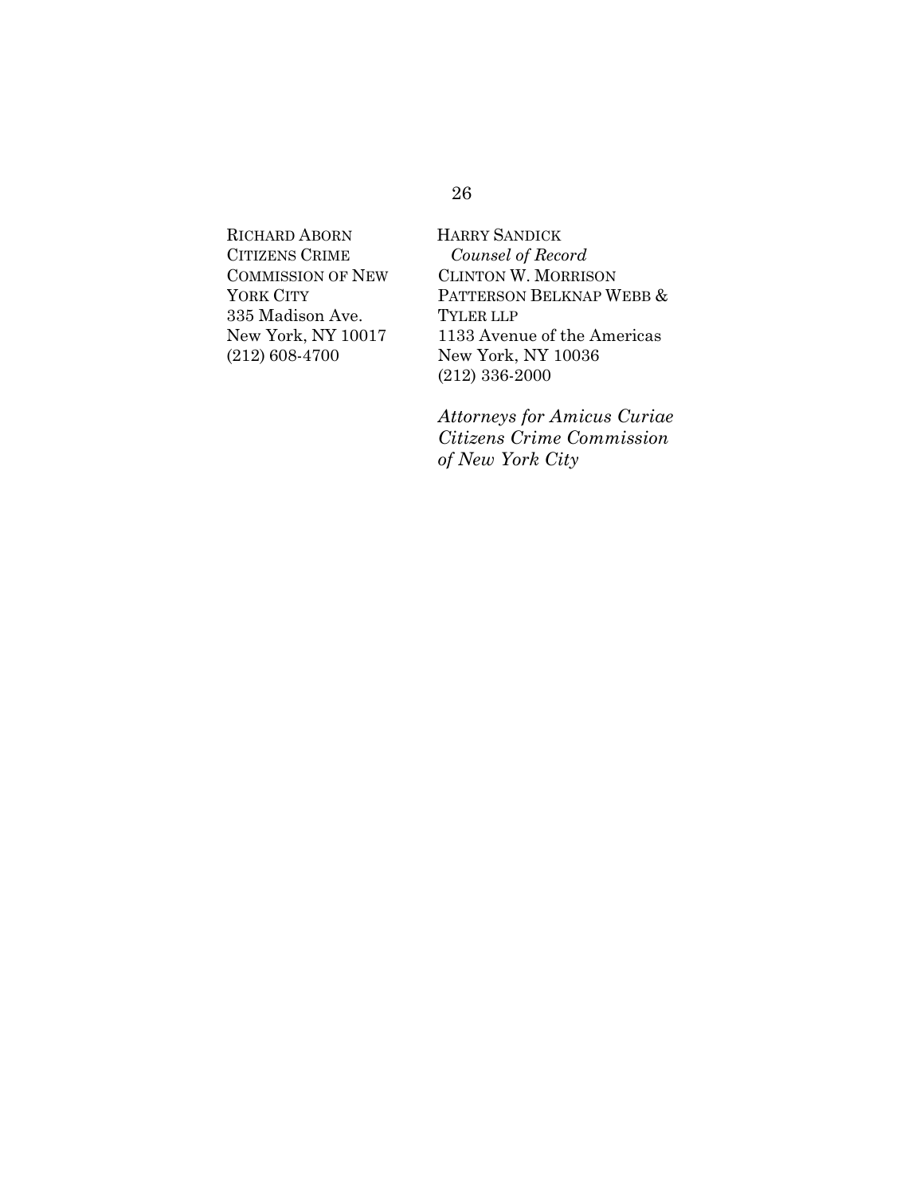RICHARD ABORN
CITIZENS CRIME
COMMISSION OF NEW
YORK CITY
335 Madison Ave.
New York, NY 10017
(212) 608-4700

HARRY SANDICK
*Counsel of Record*
CLINTON W. MORRISON
PATTERSON BELKNAP WEBB &
TYLER LLP
1133 Avenue of the Americas
New York, NY 10036
(212) 336-2000

*Attorneys for Amicus Curiae Citizens Crime Commission of New York City*